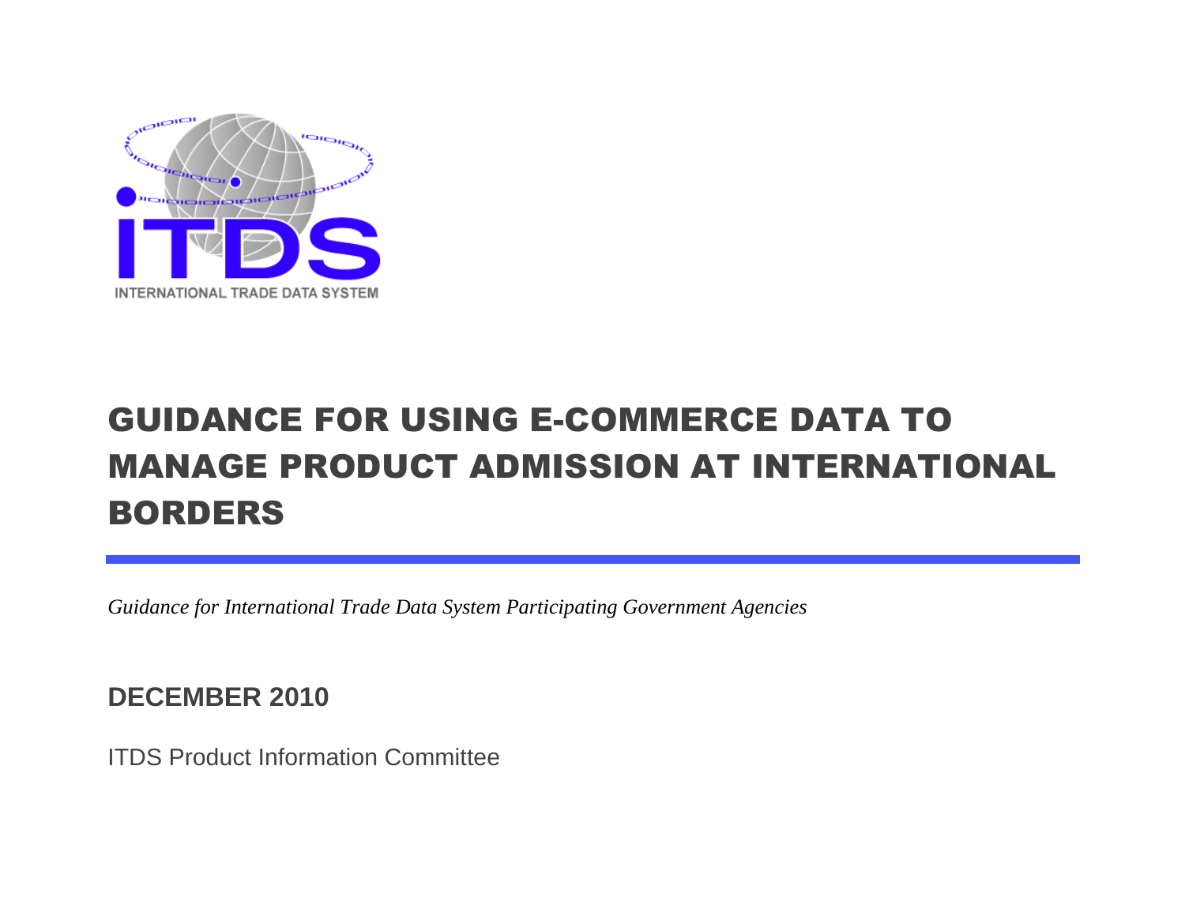ITDS

INTERNATIONAL TRADE DATA SYSTEM

# GUIDANCE FOR USING E-COMMERCE DATA TO MANAGE PRODUCT ADMISSION AT INTERNATIONAL BORDERS

*Guidance for International Trade Data System Participating Government Agencies*

**DECEMBER 2010**

ITDS Product Information Committee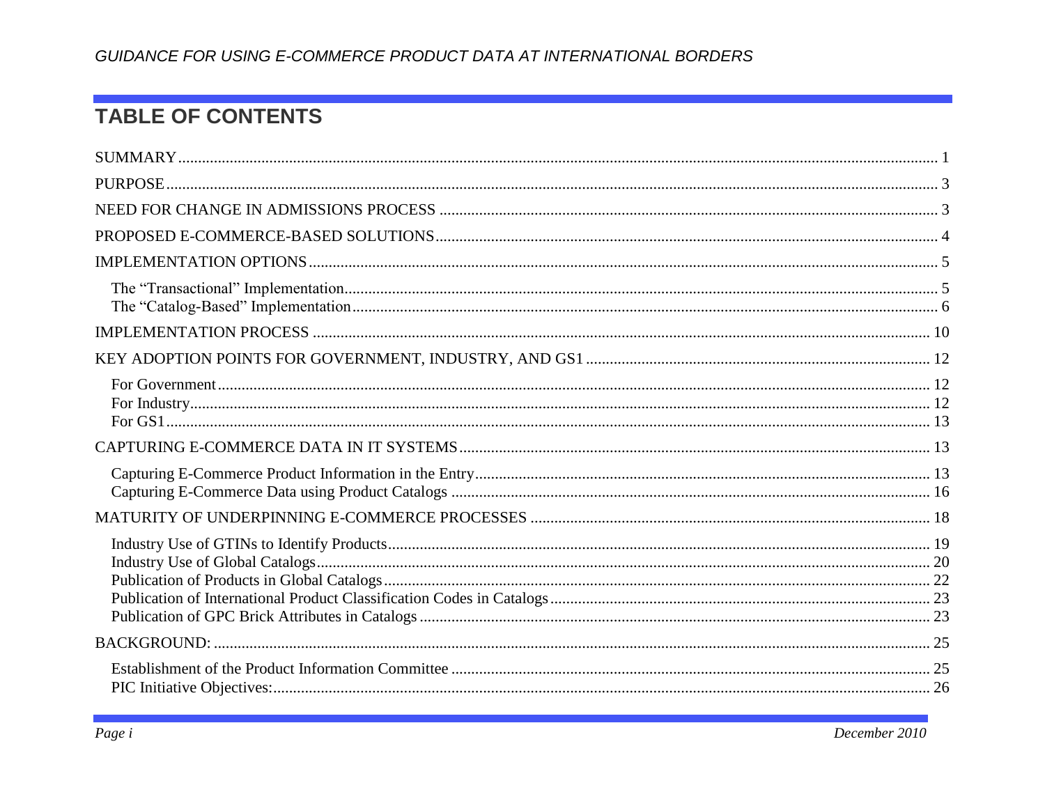# TABLE OF CONTENTS

SUMMARY ... 1

PURPOSE ... 3

NEED FOR CHANGE IN ADMISSIONS PROCESS ... 3

PROPOSED E-COMMERCE-BASED SOLUTIONS ... 4

IMPLEMENTATION OPTIONS ... 5

- The “Transactional” Implementation ... 5
- The “Catalog-Based” Implementation ... 6

IMPLEMENTATION PROCESS ... 10

KEY ADOPTION POINTS FOR GOVERNMENT, INDUSTRY, AND GS1 ... 12

- For Government ... 12
- For Industry ... 12
- For GS1 ... 13

CAPTURING E-COMMERCE DATA IN IT SYSTEMS ... 13

- Capturing E-Commerce Product Information in the Entry ... 13
- Capturing E-Commerce Data using Product Catalogs ... 16

MATURITY OF UNDERPINNING E-COMMERCE PROCESSES ... 18

- Industry Use of GTINs to Identify Products ... 19
- Industry Use of Global Catalogs ... 20
- Publication of Products in Global Catalogs ... 22
- Publication of International Product Classification Codes in Catalogs ... 23
- Publication of GPC Brick Attributes in Catalogs ... 23

BACKGROUND: ... 25

- Establishment of the Product Information Committee ... 25
- PIC Initiative Objectives: ... 26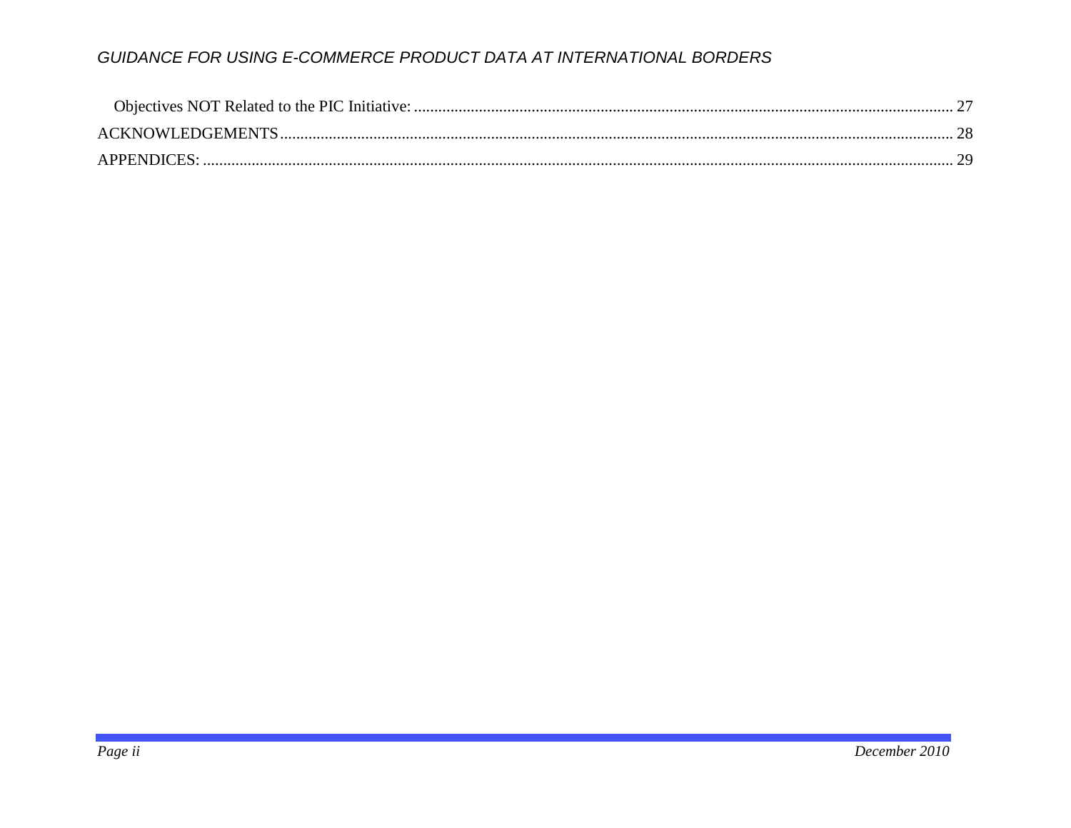Objectives NOT Related to the PIC Initiative: ..... 27

ACKNOWLEDGEMENTS ..... 28

APPENDICES: ..... 29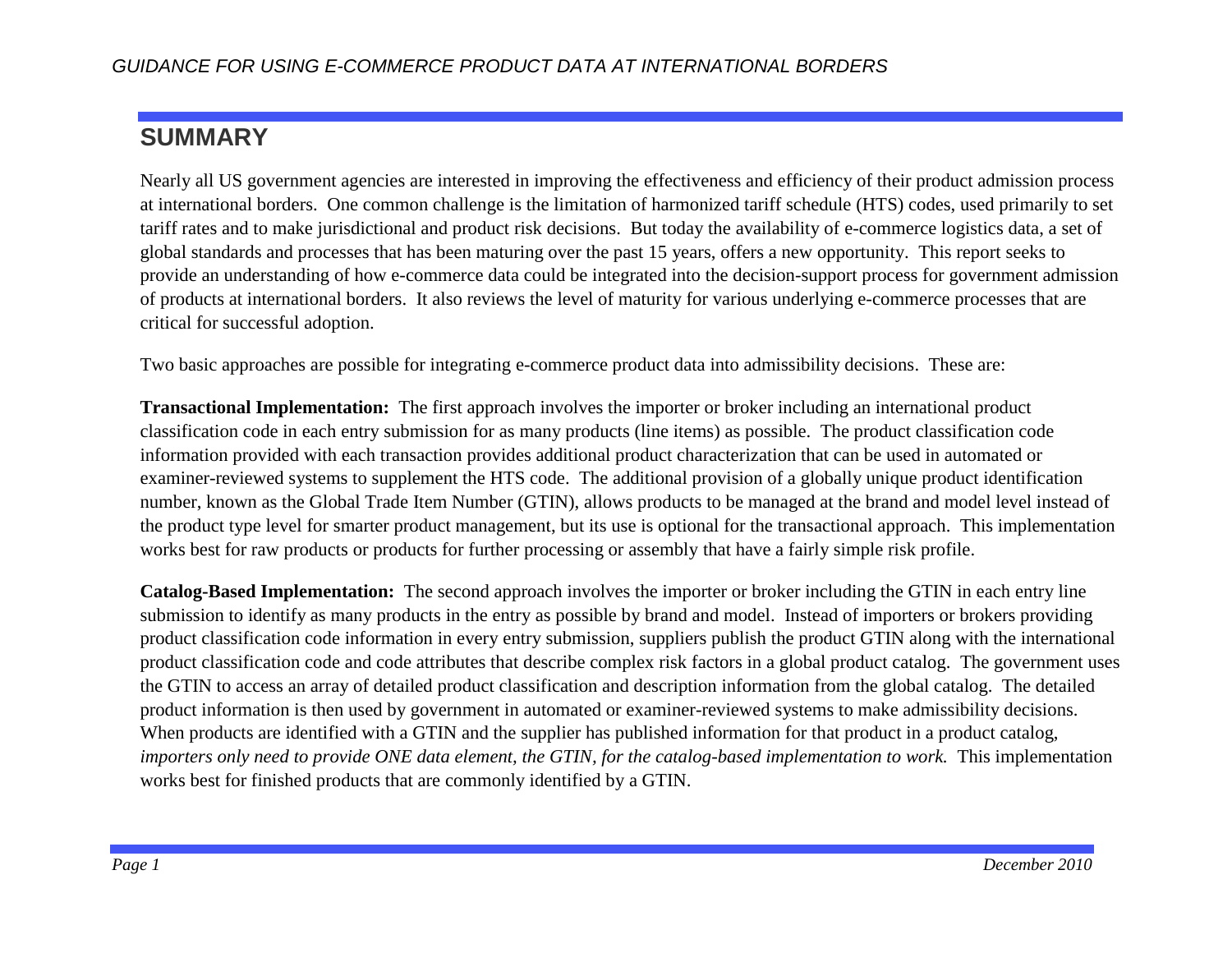## SUMMARY

Nearly all US government agencies are interested in improving the effectiveness and efficiency of their product admission process at international borders. One common challenge is the limitation of harmonized tariff schedule (HTS) codes, used primarily to set tariff rates and to make jurisdictional and product risk decisions. But today the availability of e-commerce logistics data, a set of global standards and processes that has been maturing over the past 15 years, offers a new opportunity. This report seeks to provide an understanding of how e-commerce data could be integrated into the decision-support process for government admission of products at international borders. It also reviews the level of maturity for various underlying e-commerce processes that are critical for successful adoption.

Two basic approaches are possible for integrating e-commerce product data into admissibility decisions. These are:

**Transactional Implementation:** The first approach involves the importer or broker including an international product classification code in each entry submission for as many products (line items) as possible. The product classification code information provided with each transaction provides additional product characterization that can be used in automated or examiner-reviewed systems to supplement the HTS code. The additional provision of a globally unique product identification number, known as the Global Trade Item Number (GTIN), allows products to be managed at the brand and model level instead of the product type level for smarter product management, but its use is optional for the transactional approach. This implementation works best for raw products or products for further processing or assembly that have a fairly simple risk profile.

**Catalog-Based Implementation:** The second approach involves the importer or broker including the GTIN in each entry line submission to identify as many products in the entry as possible by brand and model. Instead of importers or brokers providing product classification code information in every entry submission, suppliers publish the product GTIN along with the international product classification code and code attributes that describe complex risk factors in a global product catalog. The government uses the GTIN to access an array of detailed product classification and description information from the global catalog. The detailed product information is then used by government in automated or examiner-reviewed systems to make admissibility decisions. When products are identified with a GTIN and the supplier has published information for that product in a product catalog, *importers only need to provide ONE data element, the GTIN, for the catalog-based implementation to work.* This implementation works best for finished products that are commonly identified by a GTIN.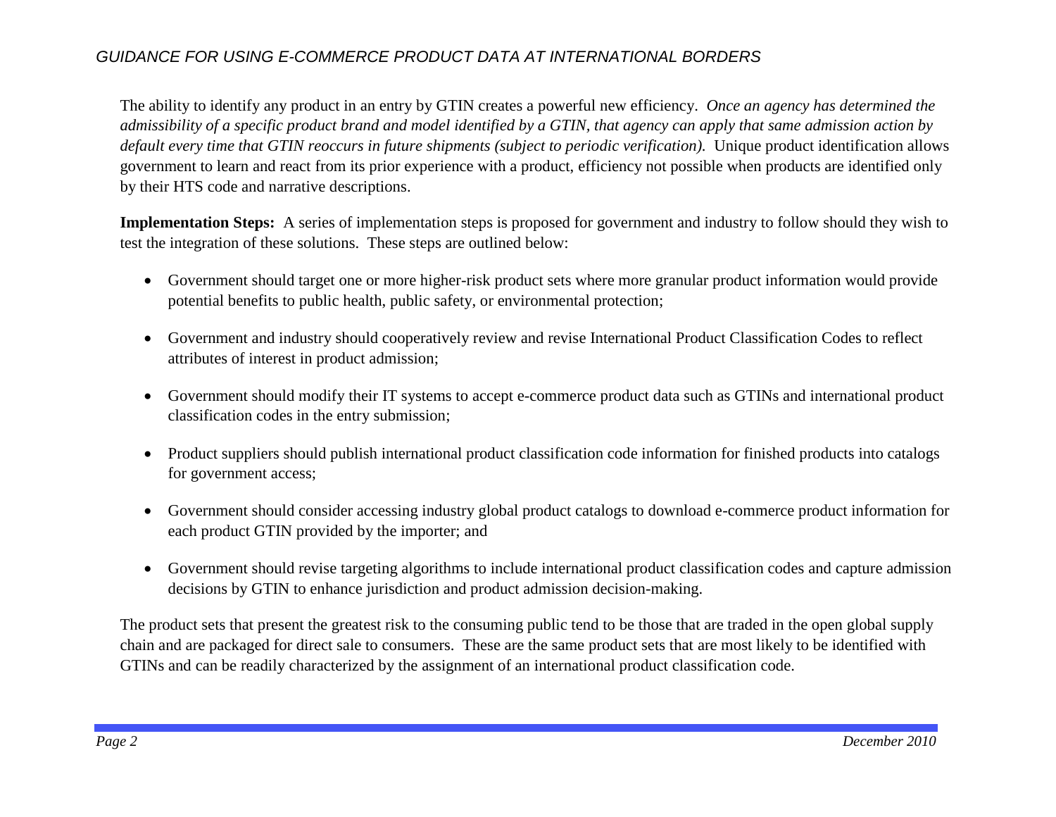The ability to identify any product in an entry by GTIN creates a powerful new efficiency. *Once an agency has determined the admissibility of a specific product brand and model identified by a GTIN, that agency can apply that same admission action by default every time that GTIN reoccurs in future shipments (subject to periodic verification).* Unique product identification allows government to learn and react from its prior experience with a product, efficiency not possible when products are identified only by their HTS code and narrative descriptions.

**Implementation Steps:** A series of implementation steps is proposed for government and industry to follow should they wish to test the integration of these solutions. These steps are outlined below:

- Government should target one or more higher-risk product sets where more granular product information would provide potential benefits to public health, public safety, or environmental protection;
- Government and industry should cooperatively review and revise International Product Classification Codes to reflect attributes of interest in product admission;
- Government should modify their IT systems to accept e-commerce product data such as GTINs and international product classification codes in the entry submission;
- Product suppliers should publish international product classification code information for finished products into catalogs for government access;
- Government should consider accessing industry global product catalogs to download e-commerce product information for each product GTIN provided by the importer; and
- Government should revise targeting algorithms to include international product classification codes and capture admission decisions by GTIN to enhance jurisdiction and product admission decision-making.

The product sets that present the greatest risk to the consuming public tend to be those that are traded in the open global supply chain and are packaged for direct sale to consumers. These are the same product sets that are most likely to be identified with GTINs and can be readily characterized by the assignment of an international product classification code.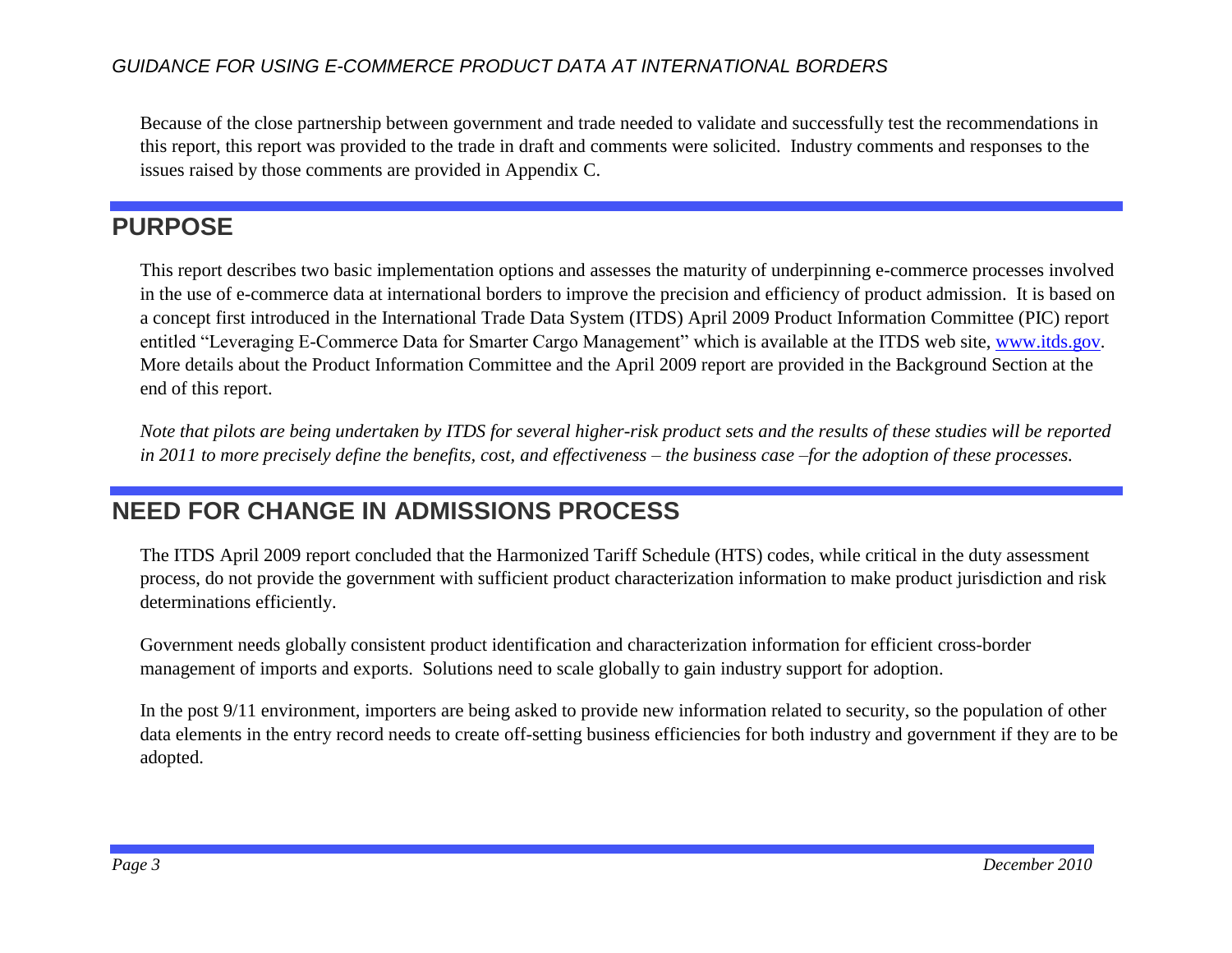Because of the close partnership between government and trade needed to validate and successfully test the recommendations in this report, this report was provided to the trade in draft and comments were solicited. Industry comments and responses to the issues raised by those comments are provided in Appendix C.

## PURPOSE

This report describes two basic implementation options and assesses the maturity of underpinning e-commerce processes involved in the use of e-commerce data at international borders to improve the precision and efficiency of product admission. It is based on a concept first introduced in the International Trade Data System (ITDS) April 2009 Product Information Committee (PIC) report entitled "Leveraging E-Commerce Data for Smarter Cargo Management" which is available at the ITDS web site, [www.itds.gov](http://www.itds.gov). More details about the Product Information Committee and the April 2009 report are provided in the Background Section at the end of this report.

*Note that pilots are being undertaken by ITDS for several higher-risk product sets and the results of these studies will be reported in 2011 to more precisely define the benefits, cost, and effectiveness – the business case –for the adoption of these processes.*

## NEED FOR CHANGE IN ADMISSIONS PROCESS

The ITDS April 2009 report concluded that the Harmonized Tariff Schedule (HTS) codes, while critical in the duty assessment process, do not provide the government with sufficient product characterization information to make product jurisdiction and risk determinations efficiently.

Government needs globally consistent product identification and characterization information for efficient cross-border management of imports and exports. Solutions need to scale globally to gain industry support for adoption.

In the post 9/11 environment, importers are being asked to provide new information related to security, so the population of other data elements in the entry record needs to create off-setting business efficiencies for both industry and government if they are to be adopted.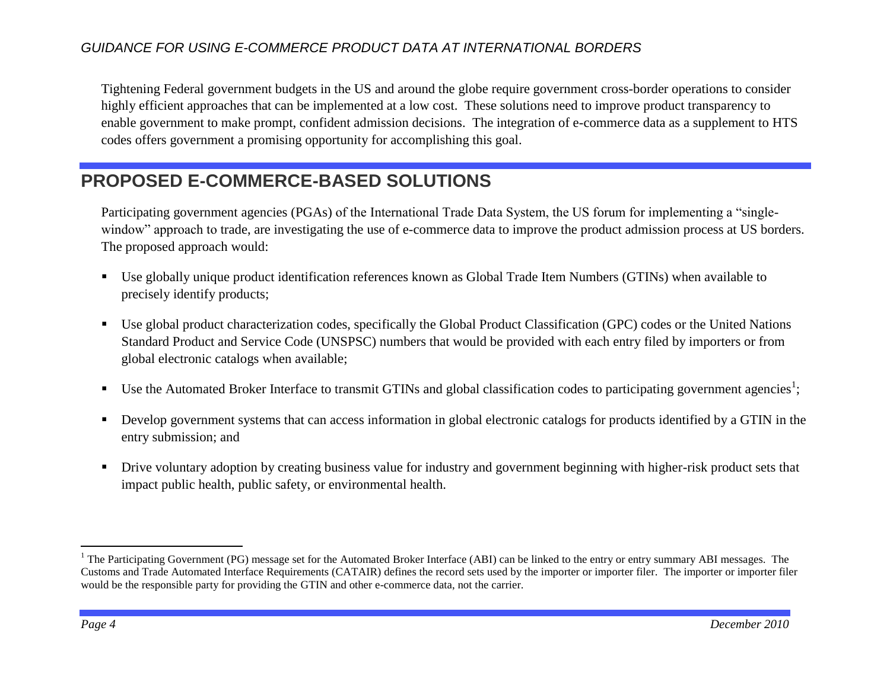Tightening Federal government budgets in the US and around the globe require government cross-border operations to consider highly efficient approaches that can be implemented at a low cost. These solutions need to improve product transparency to enable government to make prompt, confident admission decisions. The integration of e-commerce data as a supplement to HTS codes offers government a promising opportunity for accomplishing this goal.

## PROPOSED E-COMMERCE-BASED SOLUTIONS

Participating government agencies (PGAs) of the International Trade Data System, the US forum for implementing a "single-window" approach to trade, are investigating the use of e-commerce data to improve the product admission process at US borders. The proposed approach would:

- Use globally unique product identification references known as Global Trade Item Numbers (GTINs) when available to precisely identify products;
- Use global product characterization codes, specifically the Global Product Classification (GPC) codes or the United Nations Standard Product and Service Code (UNSPSC) numbers that would be provided with each entry filed by importers or from global electronic catalogs when available;
- Use the Automated Broker Interface to transmit GTINs and global classification codes to participating government agencies[1];
- Develop government systems that can access information in global electronic catalogs for products identified by a GTIN in the entry submission; and
- Drive voluntary adoption by creating business value for industry and government beginning with higher-risk product sets that impact public health, public safety, or environmental health.

---

[1] The Participating Government (PG) message set for the Automated Broker Interface (ABI) can be linked to the entry or entry summary ABI messages. The Customs and Trade Automated Interface Requirements (CATAIR) defines the record sets used by the importer or importer filer. The importer or importer filer would be the responsible party for providing the GTIN and other e-commerce data, not the carrier.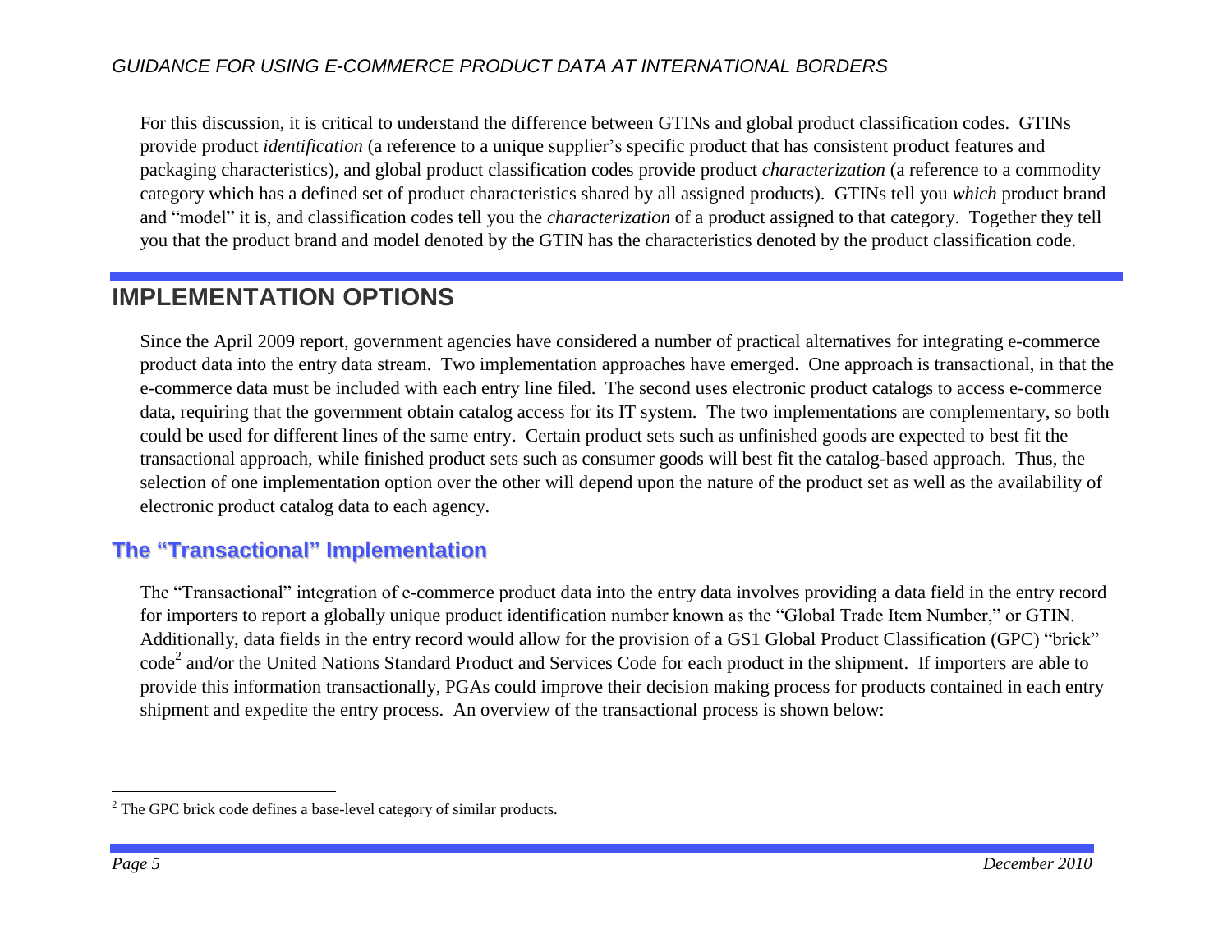For this discussion, it is critical to understand the difference between GTINs and global product classification codes. GTINs provide product *identification* (a reference to a unique supplier's specific product that has consistent product features and packaging characteristics), and global product classification codes provide product *characterization* (a reference to a commodity category which has a defined set of product characteristics shared by all assigned products). GTINs tell you *which* product brand and "model" it is, and classification codes tell you the *characterization* of a product assigned to that category. Together they tell you that the product brand and model denoted by the GTIN has the characteristics denoted by the product classification code.

## IMPLEMENTATION OPTIONS

Since the April 2009 report, government agencies have considered a number of practical alternatives for integrating e-commerce product data into the entry data stream. Two implementation approaches have emerged. One approach is transactional, in that the e-commerce data must be included with each entry line filed. The second uses electronic product catalogs to access e-commerce data, requiring that the government obtain catalog access for its IT system. The two implementations are complementary, so both could be used for different lines of the same entry. Certain product sets such as unfinished goods are expected to best fit the transactional approach, while finished product sets such as consumer goods will best fit the catalog-based approach. Thus, the selection of one implementation option over the other will depend upon the nature of the product set as well as the availability of electronic product catalog data to each agency.

### The "Transactional" Implementation

The "Transactional" integration of e-commerce product data into the entry data involves providing a data field in the entry record for importers to report a globally unique product identification number known as the "Global Trade Item Number," or GTIN. Additionally, data fields in the entry record would allow for the provision of a GS1 Global Product Classification (GPC) "brick" code[2] and/or the United Nations Standard Product and Services Code for each product in the shipment. If importers are able to provide this information transactionally, PGAs could improve their decision making process for products contained in each entry shipment and expedite the entry process. An overview of the transactional process is shown below:

[2] The GPC brick code defines a base-level category of similar products.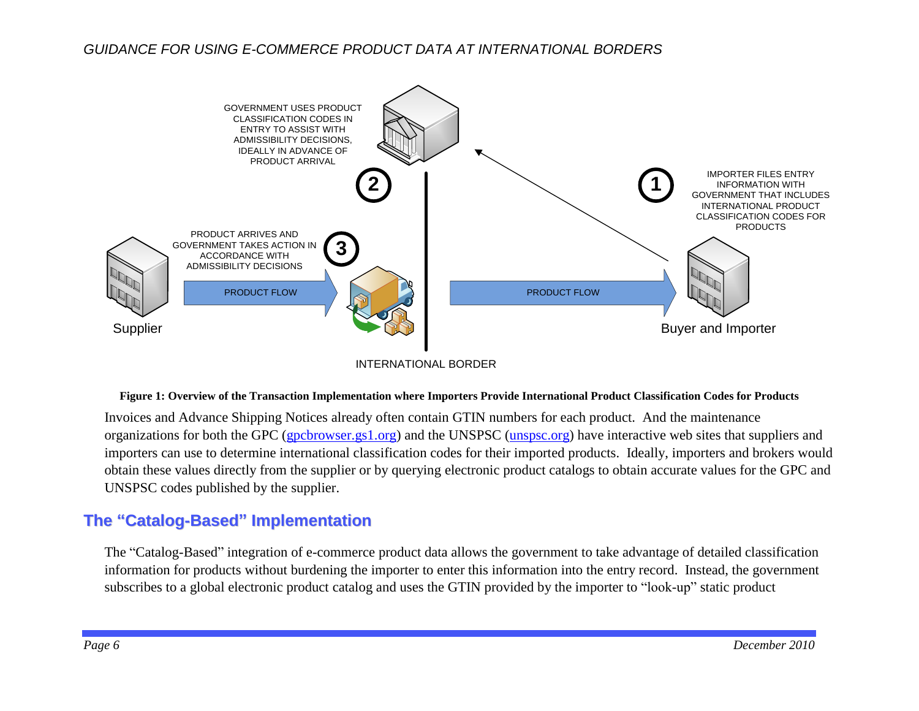GOVERNMENT USES PRODUCT CLASSIFICATION CODES IN ENTRY TO ASSIST WITH ADMISSIBILITY DECISIONS, IDEALLY IN ADVANCE OF PRODUCT ARRIVAL

IMPORTER FILES ENTRY INFORMATION WITH GOVERNMENT THAT INCLUDES INTERNATIONAL PRODUCT CLASSIFICATION CODES FOR PRODUCTS

PRODUCT ARRIVES AND GOVERNMENT TAKES ACTION IN ACCORDANCE WITH ADMISSIBILITY DECISIONS

PRODUCT FLOW

PRODUCT FLOW

Supplier

Buyer and Importer

INTERNATIONAL BORDER

**Figure 1: Overview of the Transaction Implementation where Importers Provide International Product Classification Codes for Products**

Invoices and Advance Shipping Notices already often contain GTIN numbers for each product. And the maintenance organizations for both the GPC (gpcbrowser.gs1.org) and the UNSPSC (unspsc.org) have interactive web sites that suppliers and importers can use to determine international classification codes for their imported products. Ideally, importers and brokers would obtain these values directly from the supplier or by querying electronic product catalogs to obtain accurate values for the GPC and UNSPSC codes published by the supplier.

## The "Catalog-Based" Implementation

The "Catalog-Based" integration of e-commerce product data allows the government to take advantage of detailed classification information for products without burdening the importer to enter this information into the entry record. Instead, the government subscribes to a global electronic product catalog and uses the GTIN provided by the importer to "look-up" static product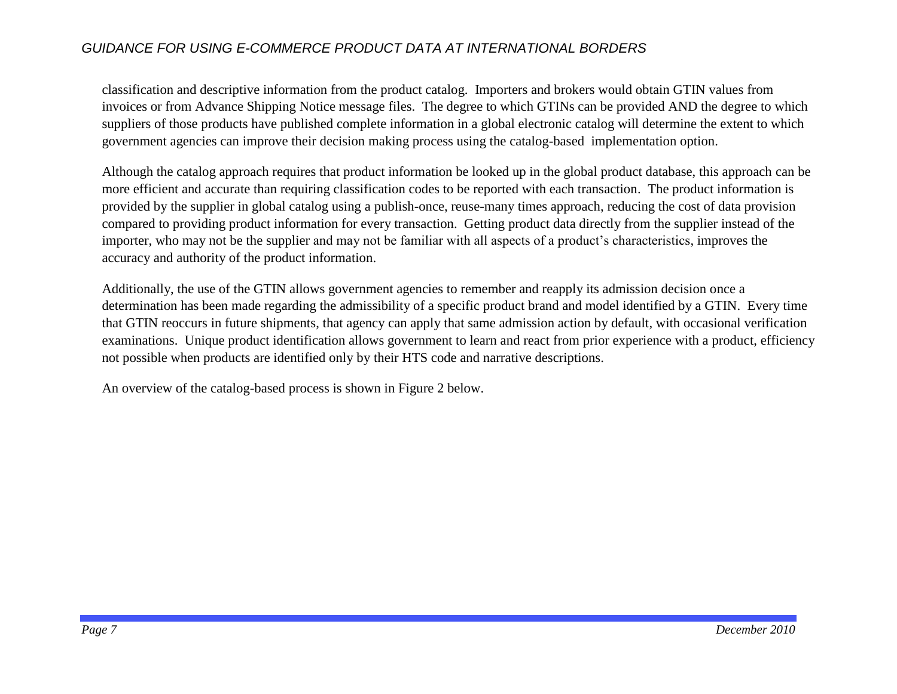classification and descriptive information from the product catalog. Importers and brokers would obtain GTIN values from invoices or from Advance Shipping Notice message files. The degree to which GTINs can be provided AND the degree to which suppliers of those products have published complete information in a global electronic catalog will determine the extent to which government agencies can improve their decision making process using the catalog-based implementation option.

Although the catalog approach requires that product information be looked up in the global product database, this approach can be more efficient and accurate than requiring classification codes to be reported with each transaction. The product information is provided by the supplier in global catalog using a publish-once, reuse-many times approach, reducing the cost of data provision compared to providing product information for every transaction. Getting product data directly from the supplier instead of the importer, who may not be the supplier and may not be familiar with all aspects of a product's characteristics, improves the accuracy and authority of the product information.

Additionally, the use of the GTIN allows government agencies to remember and reapply its admission decision once a determination has been made regarding the admissibility of a specific product brand and model identified by a GTIN. Every time that GTIN reoccurs in future shipments, that agency can apply that same admission action by default, with occasional verification examinations. Unique product identification allows government to learn and react from prior experience with a product, efficiency not possible when products are identified only by their HTS code and narrative descriptions.

An overview of the catalog-based process is shown in Figure 2 below.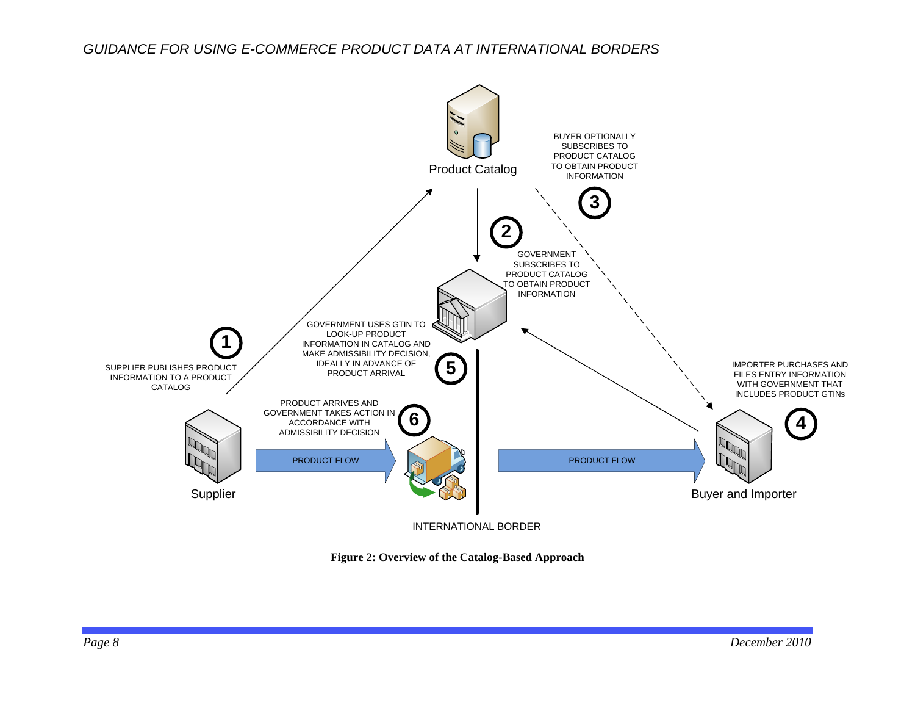Product Catalog

BUYER OPTIONALLY SUBSCRIBES TO PRODUCT CATALOG TO OBTAIN PRODUCT INFORMATION

**3**

**2**

GOVERNMENT SUBSCRIBES TO PRODUCT CATALOG TO OBTAIN PRODUCT INFORMATION

**1**

SUPPLIER PUBLISHES PRODUCT INFORMATION TO A PRODUCT CATALOG

GOVERNMENT USES GTIN TO LOOK-UP PRODUCT INFORMATION IN CATALOG AND MAKE ADMISSIBILITY DECISION, IDEALLY IN ADVANCE OF PRODUCT ARRIVAL

**5**

IMPORTER PURCHASES AND FILES ENTRY INFORMATION WITH GOVERNMENT THAT INCLUDES PRODUCT GTINs

**4**

PRODUCT ARRIVES AND GOVERNMENT TAKES ACTION IN ACCORDANCE WITH ADMISSIBILITY DECISION

**6**

PRODUCT FLOW

PRODUCT FLOW

Supplier

Buyer and Importer

INTERNATIONAL BORDER

**Figure 2: Overview of the Catalog-Based Approach**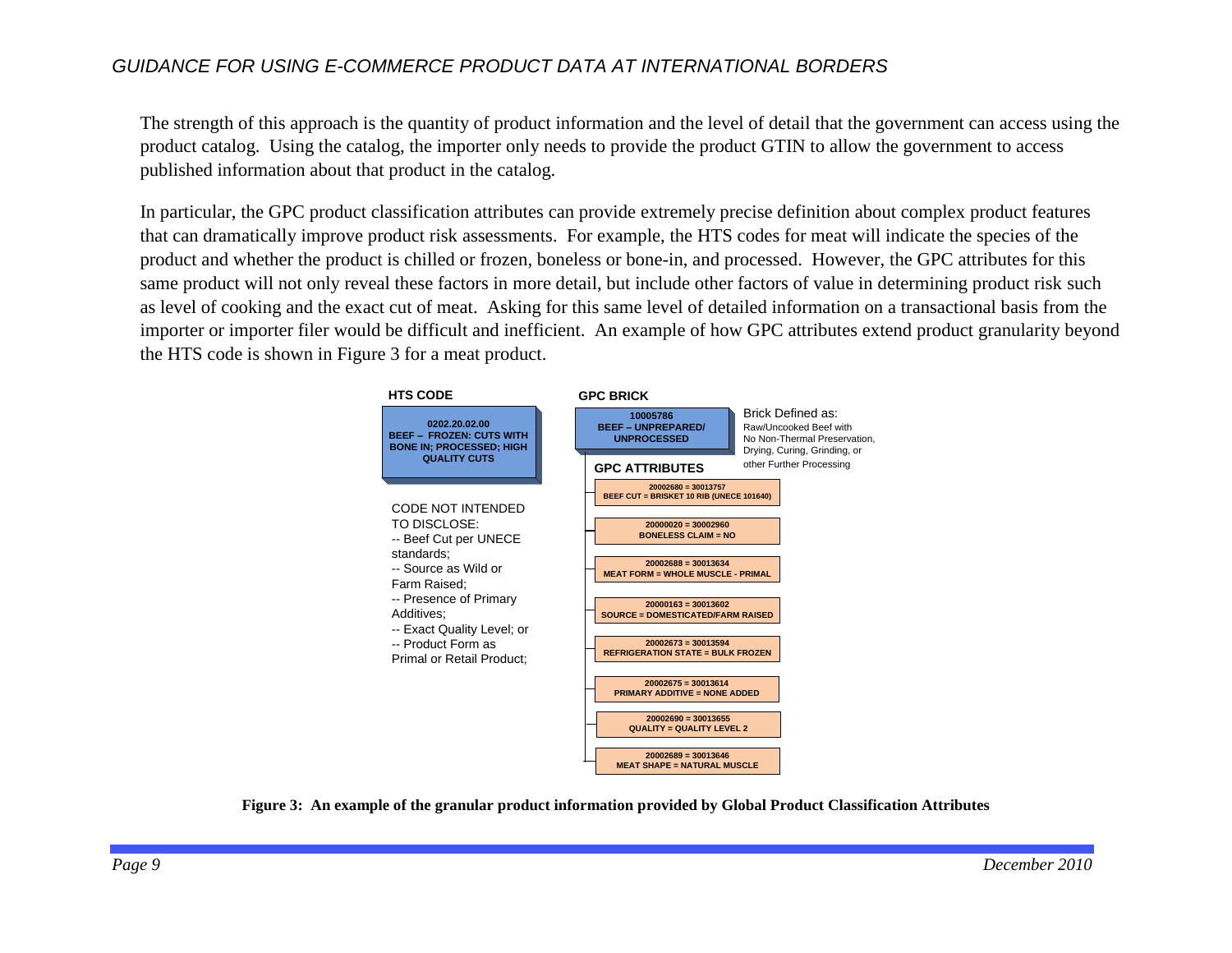The strength of this approach is the quantity of product information and the level of detail that the government can access using the product catalog. Using the catalog, the importer only needs to provide the product GTIN to allow the government to access published information about that product in the catalog.

In particular, the GPC product classification attributes can provide extremely precise definition about complex product features that can dramatically improve product risk assessments. For example, the HTS codes for meat will indicate the species of the product and whether the product is chilled or frozen, boneless or bone-in, and processed. However, the GPC attributes for this same product will not only reveal these factors in more detail, but include other factors of value in determining product risk such as level of cooking and the exact cut of meat. Asking for this same level of detailed information on a transactional basis from the importer or importer filer would be difficult and inefficient. An example of how GPC attributes extend product granularity beyond the HTS code is shown in Figure 3 for a meat product.

**HTS CODE**

**0202.20.02.00**
**BEEF – FROZEN: CUTS WITH BONE IN; PROCESSED; HIGH QUALITY CUTS**

CODE NOT INTENDED TO DISCLOSE:
-- Beef Cut per UNECE standards;
-- Source as Wild or Farm Raised;
-- Presence of Primary Additives;
-- Exact Quality Level; or
-- Product Form as Primal or Retail Product;

**GPC BRICK**

**10005786**
**BEEF – UNPREPARED/ UNPROCESSED**

Brick Defined as:
Raw/Uncooked Beef with No Non-Thermal Preservation, Drying, Curing, Grinding, or other Further Processing

**GPC ATTRIBUTES**

- **20002680 = 30013757** **BEEF CUT = BRISKET 10 RIB (UNECE 101640)**
- **20000020 = 30002960** **BONELESS CLAIM = NO**
- **20002688 = 30013634** **MEAT FORM = WHOLE MUSCLE - PRIMAL**
- **20000163 = 30013602** **SOURCE = DOMESTICATED/FARM RAISED**
- **20002673 = 30013594** **REFRIGERATION STATE = BULK FROZEN**
- **20002675 = 30013614** **PRIMARY ADDITIVE = NONE ADDED**
- **20002690 = 30013655** **QUALITY = QUALITY LEVEL 2**
- **20002689 = 30013646** **MEAT SHAPE = NATURAL MUSCLE**

**Figure 3: An example of the granular product information provided by Global Product Classification Attributes**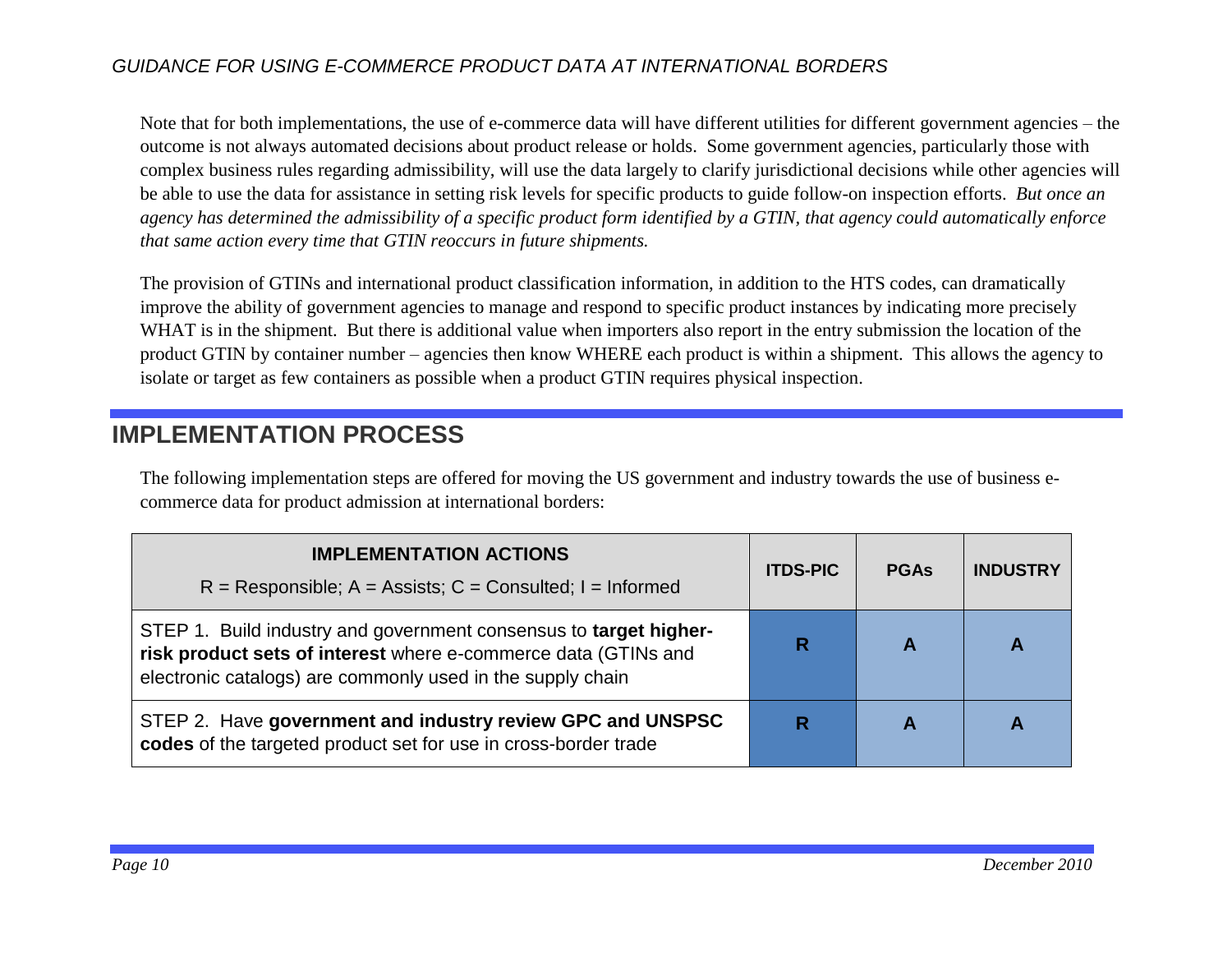Note that for both implementations, the use of e-commerce data will have different utilities for different government agencies – the outcome is not always automated decisions about product release or holds. Some government agencies, particularly those with complex business rules regarding admissibility, will use the data largely to clarify jurisdictional decisions while other agencies will be able to use the data for assistance in setting risk levels for specific products to guide follow-on inspection efforts. *But once an agency has determined the admissibility of a specific product form identified by a GTIN, that agency could automatically enforce that same action every time that GTIN reoccurs in future shipments.*

The provision of GTINs and international product classification information, in addition to the HTS codes, can dramatically improve the ability of government agencies to manage and respond to specific product instances by indicating more precisely WHAT is in the shipment. But there is additional value when importers also report in the entry submission the location of the product GTIN by container number – agencies then know WHERE each product is within a shipment. This allows the agency to isolate or target as few containers as possible when a product GTIN requires physical inspection.

## IMPLEMENTATION PROCESS

The following implementation steps are offered for moving the US government and industry towards the use of business e-commerce data for product admission at international borders:

| **IMPLEMENTATION ACTIONS** R = Responsible; A = Assists; C = Consulted; I = Informed | **ITDS-PIC** | **PGAs** | **INDUSTRY** |
|---|---|---|---|
| STEP 1. Build industry and government consensus to **target higher-risk product sets of interest** where e-commerce data (GTINs and electronic catalogs) are commonly used in the supply chain | **R** | **A** | **A** |
| STEP 2. Have **government and industry review GPC and UNSPSC codes** of the targeted product set for use in cross-border trade | **R** | **A** | **A** |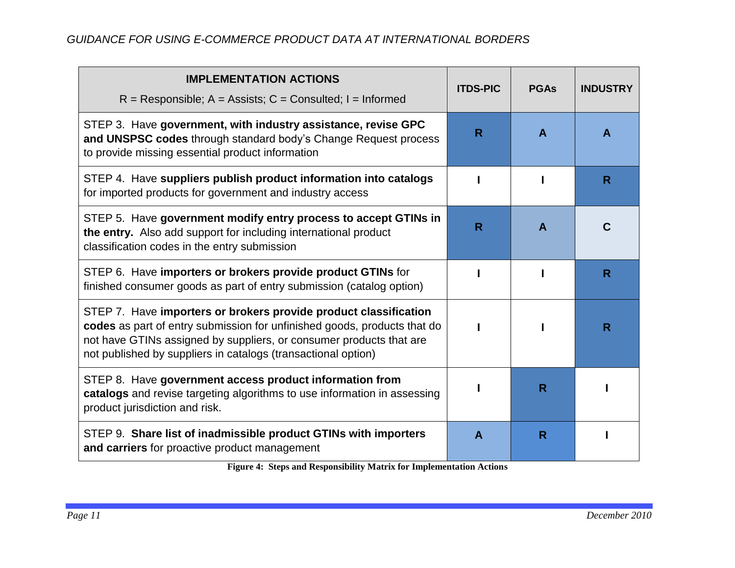| **IMPLEMENTATION ACTIONS**<br>R = Responsible; A = Assists; C = Consulted; I = Informed | **ITDS-PIC** | **PGAs** | **INDUSTRY** |
|---|---|---|---|
| STEP 3. Have **government, with industry assistance, revise GPC and UNSPSC codes** through standard body's Change Request process to provide missing essential product information | **R** | **A** | **A** |
| STEP 4. Have **suppliers publish product information into catalogs** for imported products for government and industry access | **I** | **I** | **R** |
| STEP 5. Have **government modify entry process to accept GTINs in the entry.** Also add support for including international product classification codes in the entry submission | **R** | **A** | **C** |
| STEP 6. Have **importers or brokers provide product GTINs** for finished consumer goods as part of entry submission (catalog option) | **I** | **I** | **R** |
| STEP 7. Have **importers or brokers provide product classification codes** as part of entry submission for unfinished goods, products that do not have GTINs assigned by suppliers, or consumer products that are not published by suppliers in catalogs (transactional option) | **I** | **I** | **R** |
| STEP 8. Have **government access product information from catalogs** and revise targeting algorithms to use information in assessing product jurisdiction and risk. | **I** | **R** | **I** |
| STEP 9. **Share list of inadmissible product GTINs with importers and carriers** for proactive product management | **A** | **R** | **I** |

**Figure 4: Steps and Responsibility Matrix for Implementation Actions**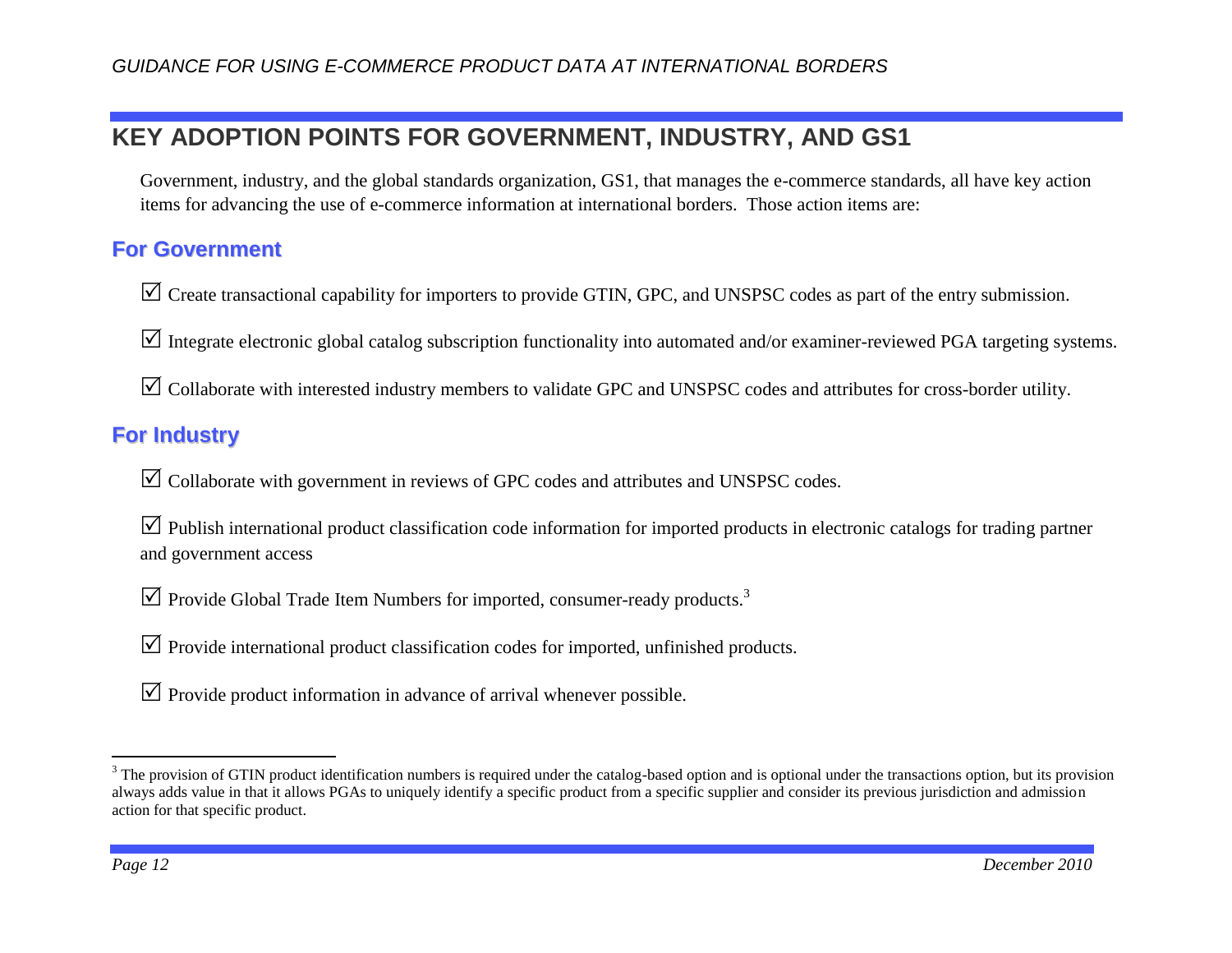## KEY ADOPTION POINTS FOR GOVERNMENT, INDUSTRY, AND GS1

Government, industry, and the global standards organization, GS1, that manages the e-commerce standards, all have key action items for advancing the use of e-commerce information at international borders. Those action items are:

### For Government

☑ Create transactional capability for importers to provide GTIN, GPC, and UNSPSC codes as part of the entry submission.

☑ Integrate electronic global catalog subscription functionality into automated and/or examiner-reviewed PGA targeting systems.

☑ Collaborate with interested industry members to validate GPC and UNSPSC codes and attributes for cross-border utility.

### For Industry

☑ Collaborate with government in reviews of GPC codes and attributes and UNSPSC codes.

☑ Publish international product classification code information for imported products in electronic catalogs for trading partner and government access

☑ Provide Global Trade Item Numbers for imported, consumer-ready products.[3]

☑ Provide international product classification codes for imported, unfinished products.

☑ Provide product information in advance of arrival whenever possible.

[3] The provision of GTIN product identification numbers is required under the catalog-based option and is optional under the transactions option, but its provision always adds value in that it allows PGAs to uniquely identify a specific product from a specific supplier and consider its previous jurisdiction and admission action for that specific product.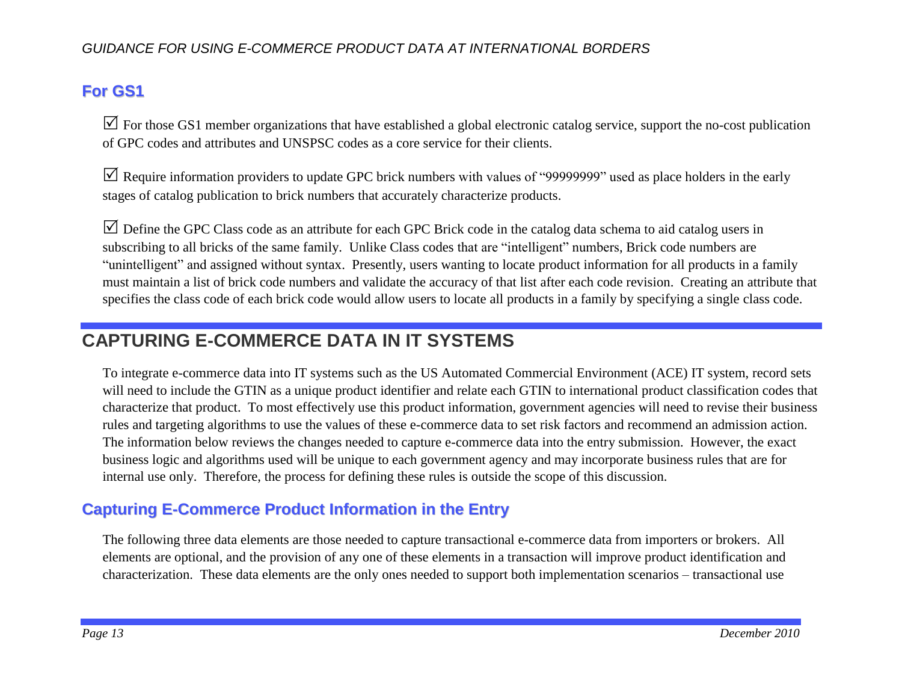### For GS1

☑ For those GS1 member organizations that have established a global electronic catalog service, support the no-cost publication of GPC codes and attributes and UNSPSC codes as a core service for their clients.

☑ Require information providers to update GPC brick numbers with values of "99999999" used as place holders in the early stages of catalog publication to brick numbers that accurately characterize products.

☑ Define the GPC Class code as an attribute for each GPC Brick code in the catalog data schema to aid catalog users in subscribing to all bricks of the same family. Unlike Class codes that are "intelligent" numbers, Brick code numbers are "unintelligent" and assigned without syntax. Presently, users wanting to locate product information for all products in a family must maintain a list of brick code numbers and validate the accuracy of that list after each code revision. Creating an attribute that specifies the class code of each brick code would allow users to locate all products in a family by specifying a single class code.

## CAPTURING E-COMMERCE DATA IN IT SYSTEMS

To integrate e-commerce data into IT systems such as the US Automated Commercial Environment (ACE) IT system, record sets will need to include the GTIN as a unique product identifier and relate each GTIN to international product classification codes that characterize that product. To most effectively use this product information, government agencies will need to revise their business rules and targeting algorithms to use the values of these e-commerce data to set risk factors and recommend an admission action. The information below reviews the changes needed to capture e-commerce data into the entry submission. However, the exact business logic and algorithms used will be unique to each government agency and may incorporate business rules that are for internal use only. Therefore, the process for defining these rules is outside the scope of this discussion.

### Capturing E-Commerce Product Information in the Entry

The following three data elements are those needed to capture transactional e-commerce data from importers or brokers. All elements are optional, and the provision of any one of these elements in a transaction will improve product identification and characterization. These data elements are the only ones needed to support both implementation scenarios – transactional use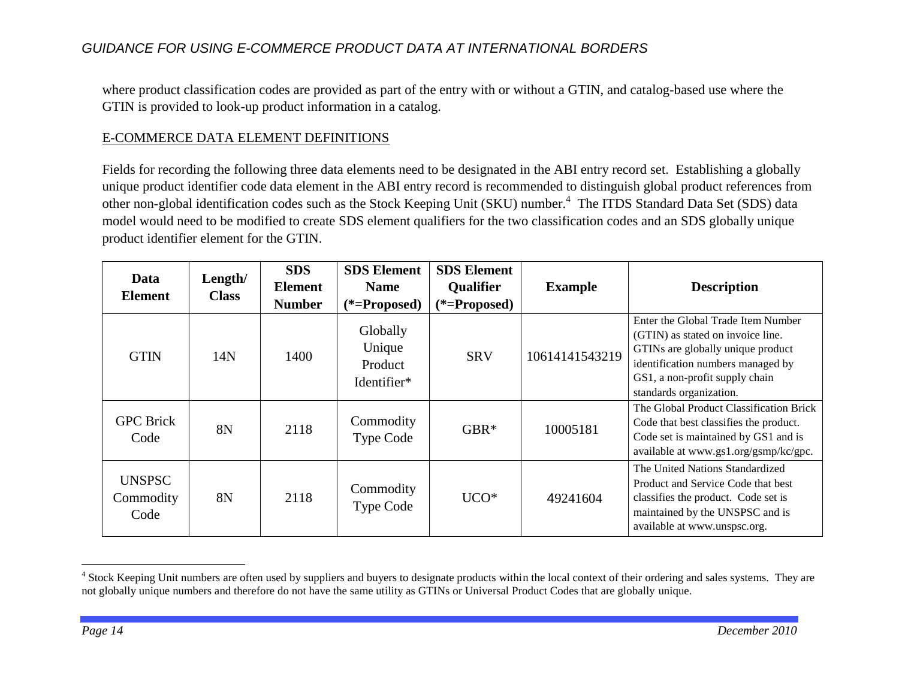where product classification codes are provided as part of the entry with or without a GTIN, and catalog-based use where the GTIN is provided to look-up product information in a catalog.

E-COMMERCE DATA ELEMENT DEFINITIONS

Fields for recording the following three data elements need to be designated in the ABI entry record set. Establishing a globally unique product identifier code data element in the ABI entry record is recommended to distinguish global product references from other non-global identification codes such as the Stock Keeping Unit (SKU) number.[4] The ITDS Standard Data Set (SDS) data model would need to be modified to create SDS element qualifiers for the two classification codes and an SDS globally unique product identifier element for the GTIN.

| Data Element | Length/ Class | SDS Element Number | SDS Element Name (*=Proposed) | SDS Element Qualifier (*=Proposed) | Example | Description |
|---|---|---|---|---|---|---|
| GTIN | 14N | 1400 | Globally Unique Product Identifier* | SRV | 10614141543219 | Enter the Global Trade Item Number (GTIN) as stated on invoice line. GTINs are globally unique product identification numbers managed by GS1, a non-profit supply chain standards organization. |
| GPC Brick Code | 8N | 2118 | Commodity Type Code | GBR* | 10005181 | The Global Product Classification Brick Code that best classifies the product. Code set is maintained by GS1 and is available at www.gs1.org/gsmp/kc/gpc. |
| UNSPSC Commodity Code | 8N | 2118 | Commodity Type Code | UCO* | 49241604 | The United Nations Standardized Product and Service Code that best classifies the product. Code set is maintained by the UNSPSC and is available at www.unspsc.org. |

[4] Stock Keeping Unit numbers are often used by suppliers and buyers to designate products within the local context of their ordering and sales systems. They are not globally unique numbers and therefore do not have the same utility as GTINs or Universal Product Codes that are globally unique.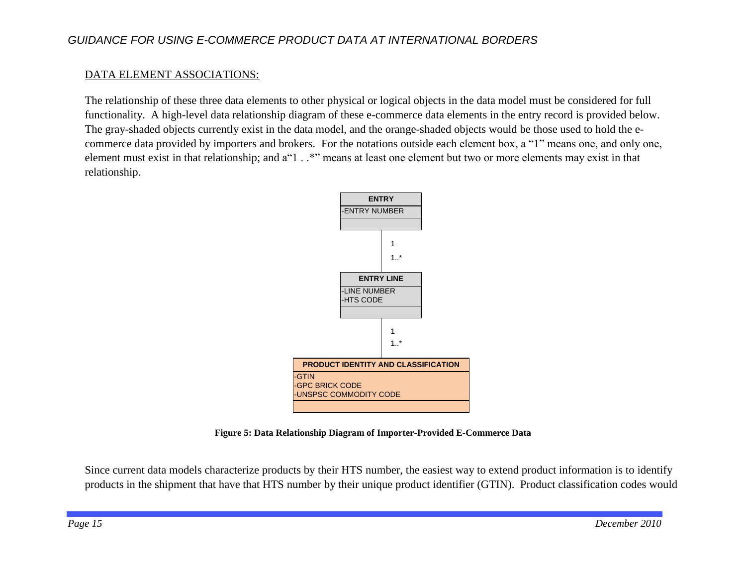## DATA ELEMENT ASSOCIATIONS:

The relationship of these three data elements to other physical or logical objects in the data model must be considered for full functionality. A high-level data relationship diagram of these e-commerce data elements in the entry record is provided below. The gray-shaded objects currently exist in the data model, and the orange-shaded objects would be those used to hold the e-commerce data provided by importers and brokers. For the notations outside each element box, a "1" means one, and only one, element must exist in that relationship; and a"1 . .*" means at least one element but two or more elements may exist in that relationship.

ENTRY
-ENTRY NUMBER

1
1..*

ENTRY LINE
-LINE NUMBER
-HTS CODE

1
1..*

PRODUCT IDENTITY AND CLASSIFICATION
-GTIN
-GPC BRICK CODE
-UNSPSC COMMODITY CODE

**Figure 5: Data Relationship Diagram of Importer-Provided E-Commerce Data**

Since current data models characterize products by their HTS number, the easiest way to extend product information is to identify products in the shipment that have that HTS number by their unique product identifier (GTIN). Product classification codes would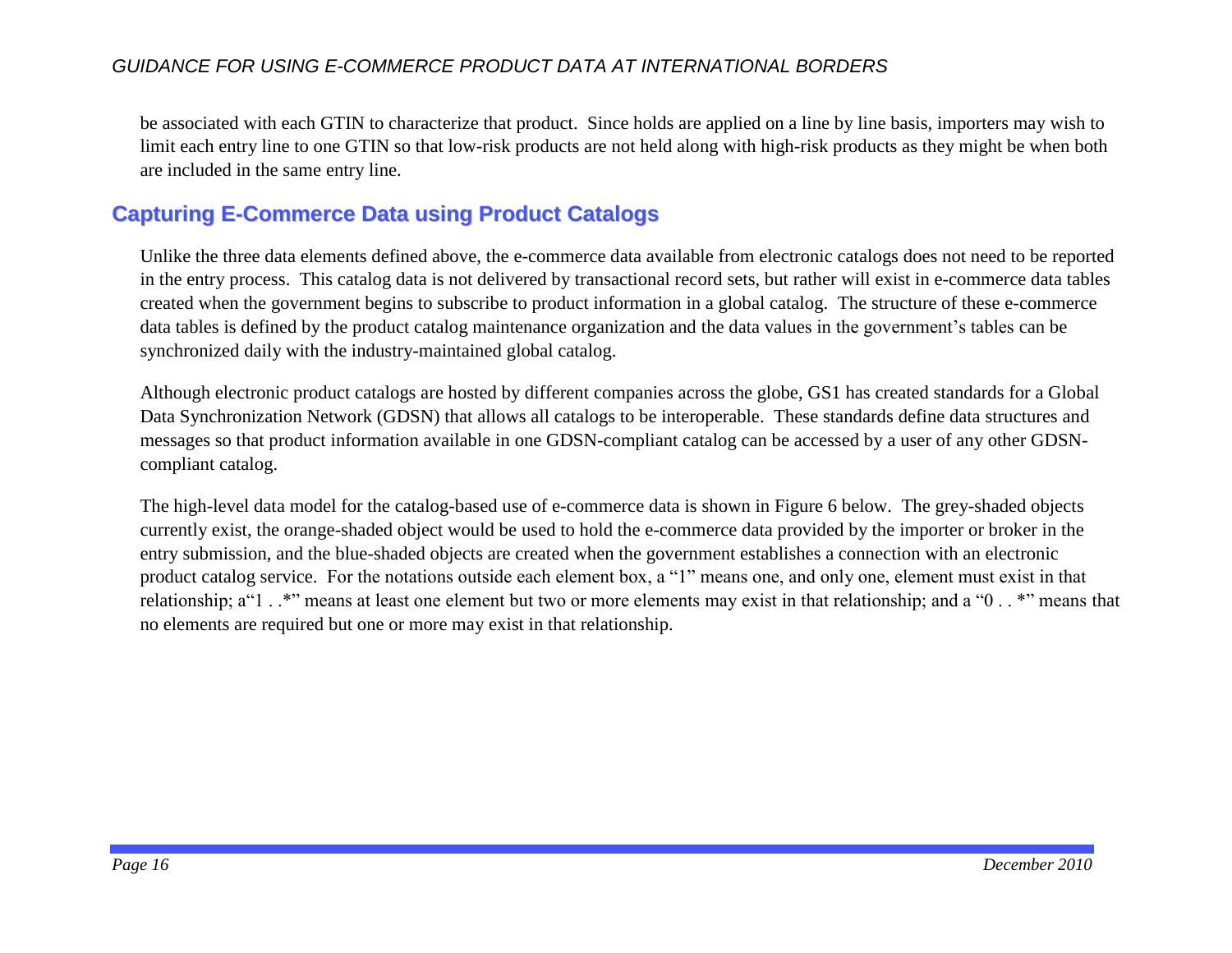be associated with each GTIN to characterize that product. Since holds are applied on a line by line basis, importers may wish to limit each entry line to one GTIN so that low-risk products are not held along with high-risk products as they might be when both are included in the same entry line.

## Capturing E-Commerce Data using Product Catalogs

Unlike the three data elements defined above, the e-commerce data available from electronic catalogs does not need to be reported in the entry process. This catalog data is not delivered by transactional record sets, but rather will exist in e-commerce data tables created when the government begins to subscribe to product information in a global catalog. The structure of these e-commerce data tables is defined by the product catalog maintenance organization and the data values in the government's tables can be synchronized daily with the industry-maintained global catalog.

Although electronic product catalogs are hosted by different companies across the globe, GS1 has created standards for a Global Data Synchronization Network (GDSN) that allows all catalogs to be interoperable. These standards define data structures and messages so that product information available in one GDSN-compliant catalog can be accessed by a user of any other GDSN-compliant catalog.

The high-level data model for the catalog-based use of e-commerce data is shown in Figure 6 below. The grey-shaded objects currently exist, the orange-shaded object would be used to hold the e-commerce data provided by the importer or broker in the entry submission, and the blue-shaded objects are created when the government establishes a connection with an electronic product catalog service. For the notations outside each element box, a "1" means one, and only one, element must exist in that relationship; a"1 . .*" means at least one element but two or more elements may exist in that relationship; and a "0 . . *" means that no elements are required but one or more may exist in that relationship.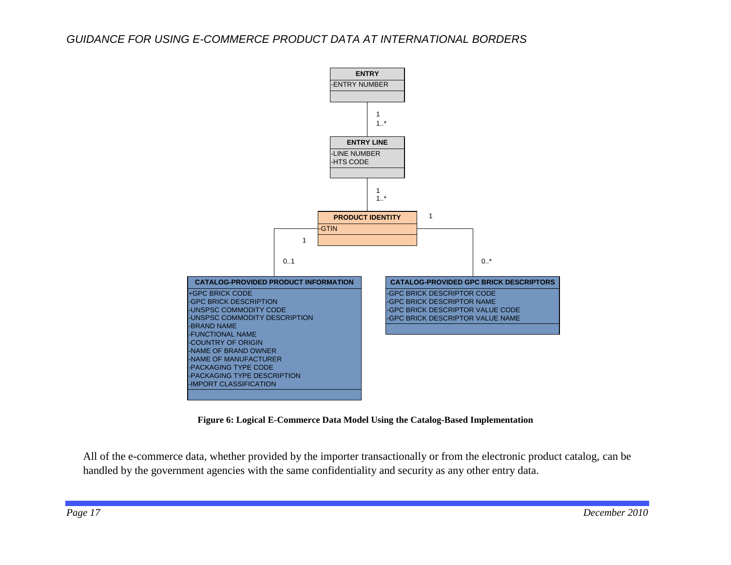**ENTRY**
- -ENTRY NUMBER

1
1..*

**ENTRY LINE**
- -LINE NUMBER
- -HTS CODE

1
1..*

**PRODUCT IDENTITY**
- -GTIN

1 — 0..1

**CATALOG-PROVIDED PRODUCT INFORMATION**
- +GPC BRICK CODE
- -GPC BRICK DESCRIPTION
- -UNSPSC COMMODITY CODE
- -UNSPSC COMMODITY DESCRIPTION
- -BRAND NAME
- -FUNCTIONAL NAME
- -COUNTRY OF ORIGIN
- -NAME OF BRAND OWNER
- -NAME OF MANUFACTURER
- -PACKAGING TYPE CODE
- -PACKAGING TYPE DESCRIPTION
- -IMPORT CLASSIFICATION

1 — 0..*

**CATALOG-PROVIDED GPC BRICK DESCRIPTORS**
- -GPC BRICK DESCRIPTOR CODE
- -GPC BRICK DESCRIPTOR NAME
- -GPC BRICK DESCRIPTOR VALUE CODE
- -GPC BRICK DESCRIPTOR VALUE NAME

**Figure 6: Logical E-Commerce Data Model Using the Catalog-Based Implementation**

All of the e-commerce data, whether provided by the importer transactionally or from the electronic product catalog, can be handled by the government agencies with the same confidentiality and security as any other entry data.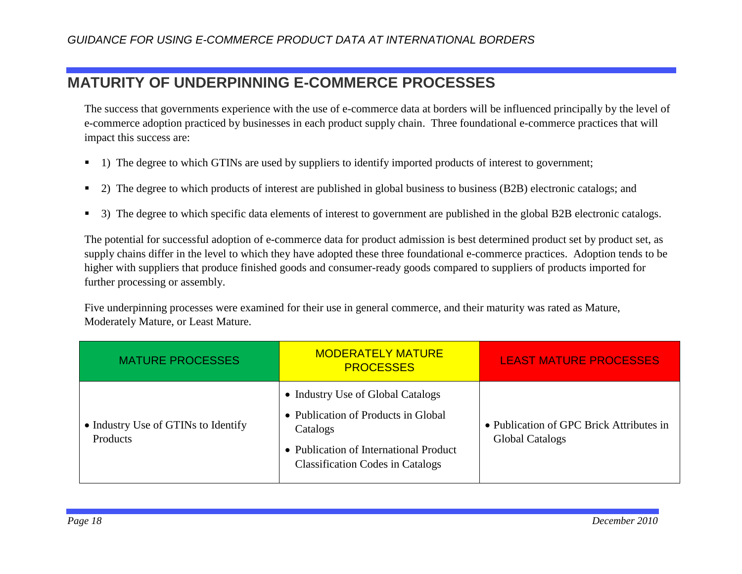## MATURITY OF UNDERPINNING E-COMMERCE PROCESSES

The success that governments experience with the use of e-commerce data at borders will be influenced principally by the level of e-commerce adoption practiced by businesses in each product supply chain. Three foundational e-commerce practices that will impact this success are:

- 1) The degree to which GTINs are used by suppliers to identify imported products of interest to government;
- 2) The degree to which products of interest are published in global business to business (B2B) electronic catalogs; and
- 3) The degree to which specific data elements of interest to government are published in the global B2B electronic catalogs.

The potential for successful adoption of e-commerce data for product admission is best determined product set by product set, as supply chains differ in the level to which they have adopted these three foundational e-commerce practices. Adoption tends to be higher with suppliers that produce finished goods and consumer-ready goods compared to suppliers of products imported for further processing or assembly.

Five underpinning processes were examined for their use in general commerce, and their maturity was rated as Mature, Moderately Mature, or Least Mature.

| MATURE PROCESSES | MODERATELY MATURE PROCESSES | LEAST MATURE PROCESSES |
|---|---|---|
| • Industry Use of GTINs to Identify Products | • Industry Use of Global Catalogs<br>• Publication of Products in Global Catalogs<br>• Publication of International Product Classification Codes in Catalogs | • Publication of GPC Brick Attributes in Global Catalogs |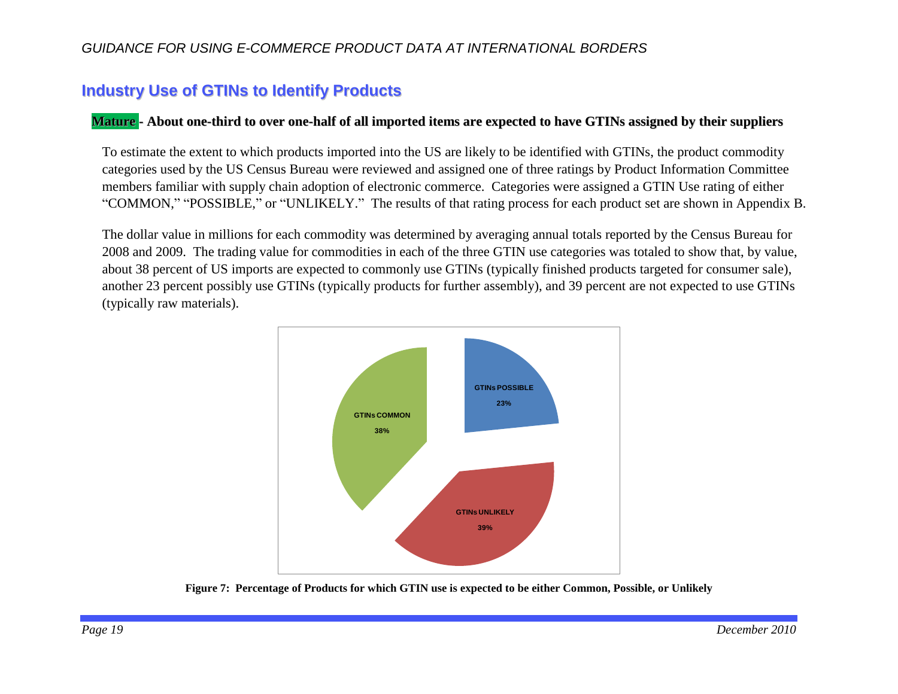## Industry Use of GTINs to Identify Products

**Mature - About one-third to over one-half of all imported items are expected to have GTINs assigned by their suppliers**

To estimate the extent to which products imported into the US are likely to be identified with GTINs, the product commodity categories used by the US Census Bureau were reviewed and assigned one of three ratings by Product Information Committee members familiar with supply chain adoption of electronic commerce. Categories were assigned a GTIN Use rating of either "COMMON," "POSSIBLE," or "UNLIKELY." The results of that rating process for each product set are shown in Appendix B.

The dollar value in millions for each commodity was determined by averaging annual totals reported by the Census Bureau for 2008 and 2009. The trading value for commodities in each of the three GTIN use categories was totaled to show that, by value, about 38 percent of US imports are expected to commonly use GTINs (typically finished products targeted for consumer sale), another 23 percent possibly use GTINs (typically products for further assembly), and 39 percent are not expected to use GTINs (typically raw materials).

GTINs POSSIBLE 23%

GTINs COMMON 38%

GTINs UNLIKELY 39%

**Figure 7: Percentage of Products for which GTIN use is expected to be either Common, Possible, or Unlikely**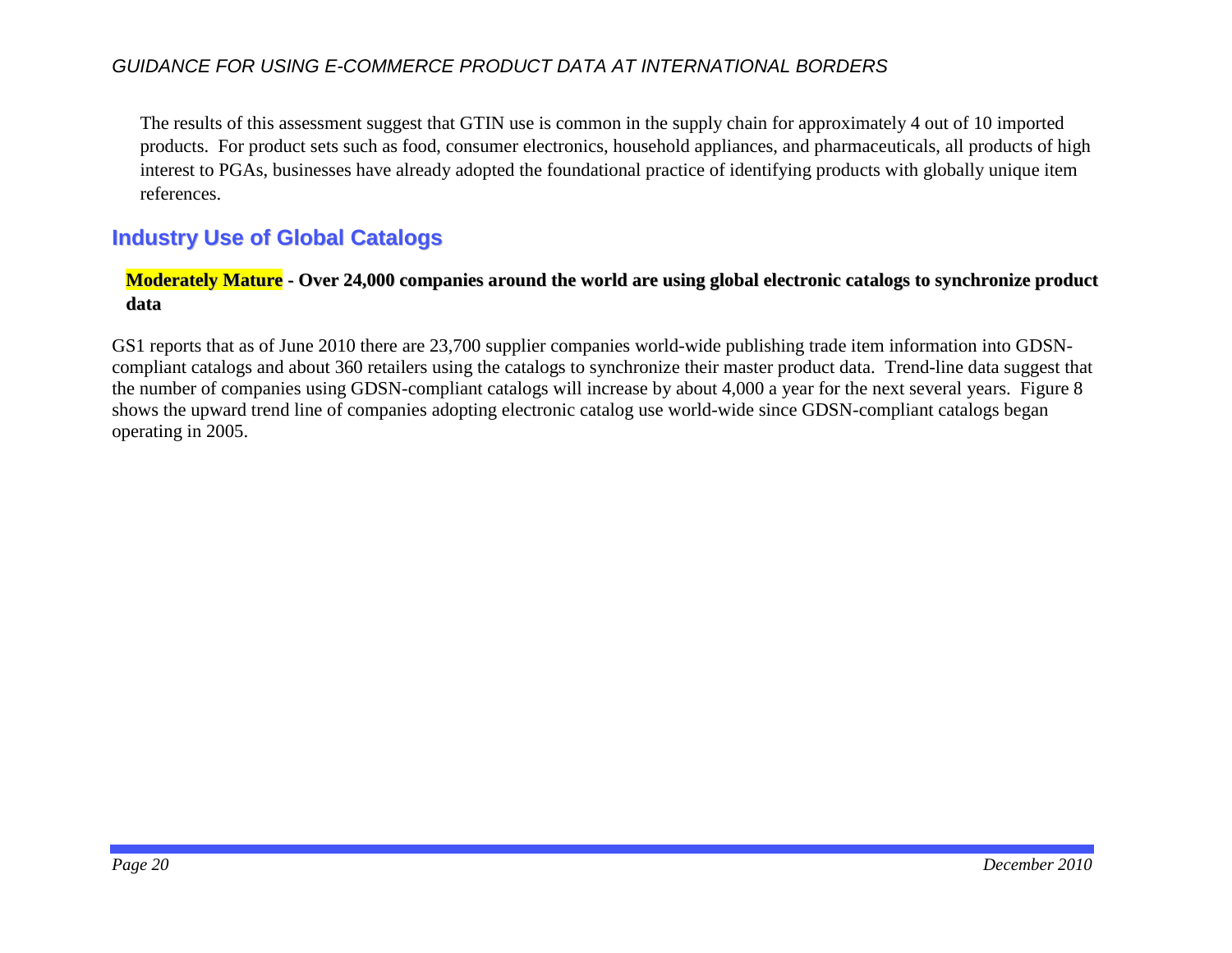The results of this assessment suggest that GTIN use is common in the supply chain for approximately 4 out of 10 imported products. For product sets such as food, consumer electronics, household appliances, and pharmaceuticals, all products of high interest to PGAs, businesses have already adopted the foundational practice of identifying products with globally unique item references.

## Industry Use of Global Catalogs

**Moderately Mature - Over 24,000 companies around the world are using global electronic catalogs to synchronize product data**

GS1 reports that as of June 2010 there are 23,700 supplier companies world-wide publishing trade item information into GDSN-compliant catalogs and about 360 retailers using the catalogs to synchronize their master product data. Trend-line data suggest that the number of companies using GDSN-compliant catalogs will increase by about 4,000 a year for the next several years. Figure 8 shows the upward trend line of companies adopting electronic catalog use world-wide since GDSN-compliant catalogs began operating in 2005.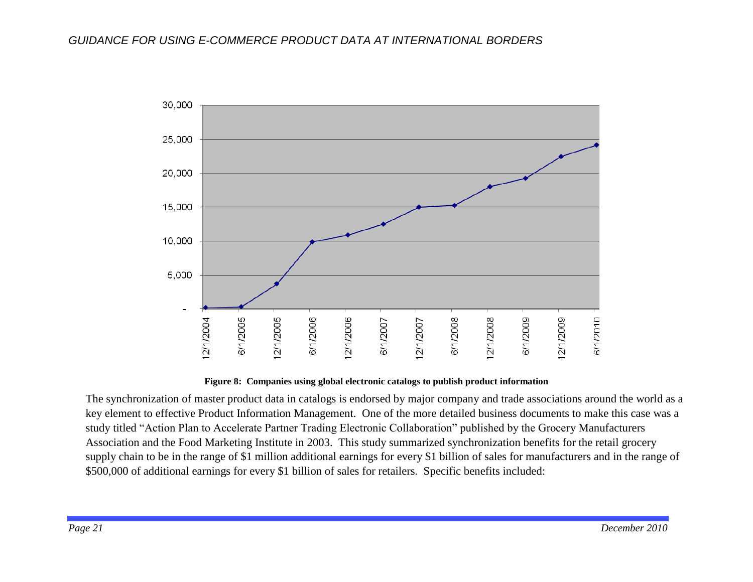**Figure 8: Companies using global electronic catalogs to publish product information**

The synchronization of master product data in catalogs is endorsed by major company and trade associations around the world as a key element to effective Product Information Management. One of the more detailed business documents to make this case was a study titled "Action Plan to Accelerate Partner Trading Electronic Collaboration" published by the Grocery Manufacturers Association and the Food Marketing Institute in 2003. This study summarized synchronization benefits for the retail grocery supply chain to be in the range of $1 million additional earnings for every $1 billion of sales for manufacturers and in the range of $500,000 of additional earnings for every $1 billion of sales for retailers. Specific benefits included: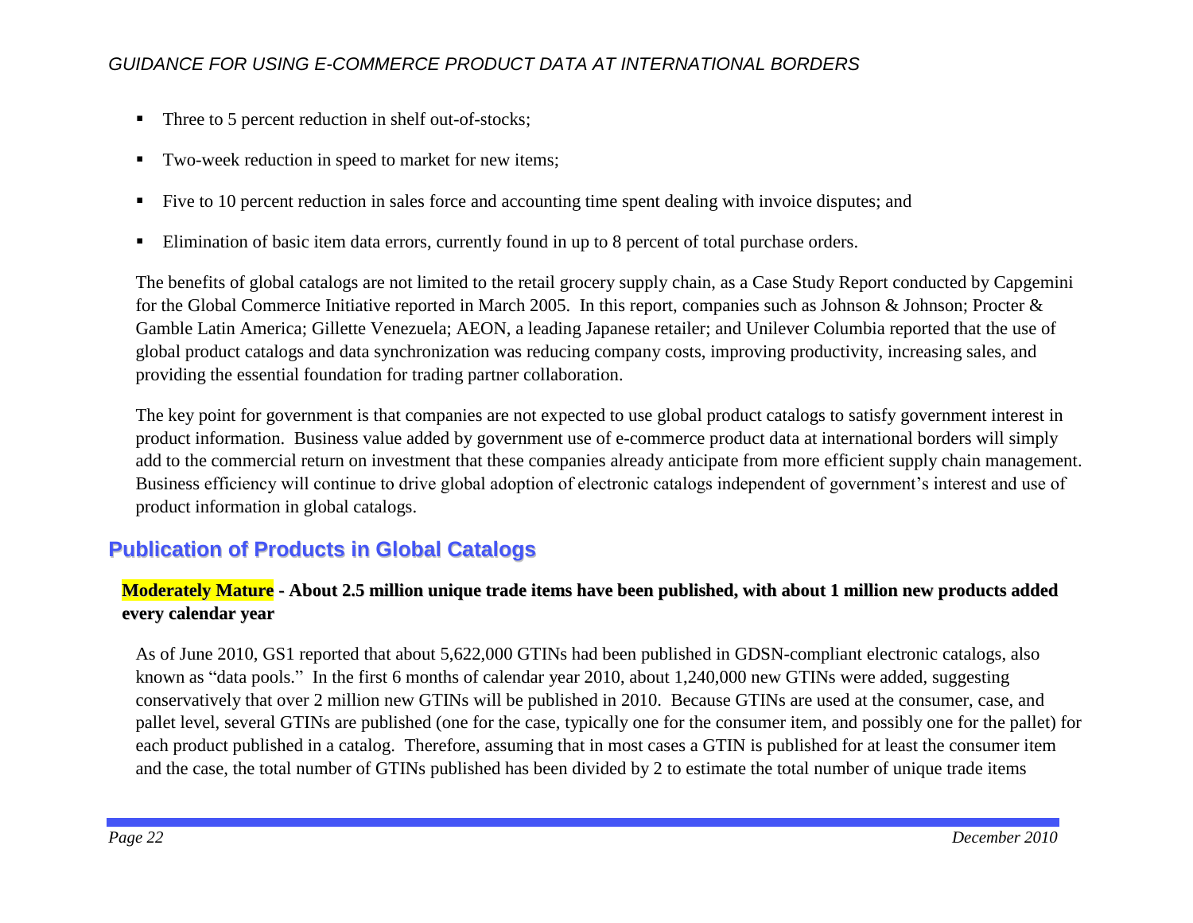- Three to 5 percent reduction in shelf out-of-stocks;
- Two-week reduction in speed to market for new items;
- Five to 10 percent reduction in sales force and accounting time spent dealing with invoice disputes; and
- Elimination of basic item data errors, currently found in up to 8 percent of total purchase orders.

The benefits of global catalogs are not limited to the retail grocery supply chain, as a Case Study Report conducted by Capgemini for the Global Commerce Initiative reported in March 2005. In this report, companies such as Johnson & Johnson; Procter & Gamble Latin America; Gillette Venezuela; AEON, a leading Japanese retailer; and Unilever Columbia reported that the use of global product catalogs and data synchronization was reducing company costs, improving productivity, increasing sales, and providing the essential foundation for trading partner collaboration.

The key point for government is that companies are not expected to use global product catalogs to satisfy government interest in product information. Business value added by government use of e-commerce product data at international borders will simply add to the commercial return on investment that these companies already anticipate from more efficient supply chain management. Business efficiency will continue to drive global adoption of electronic catalogs independent of government's interest and use of product information in global catalogs.

## Publication of Products in Global Catalogs

**Moderately Mature - About 2.5 million unique trade items have been published, with about 1 million new products added every calendar year**

As of June 2010, GS1 reported that about 5,622,000 GTINs had been published in GDSN-compliant electronic catalogs, also known as "data pools." In the first 6 months of calendar year 2010, about 1,240,000 new GTINs were added, suggesting conservatively that over 2 million new GTINs will be published in 2010. Because GTINs are used at the consumer, case, and pallet level, several GTINs are published (one for the case, typically one for the consumer item, and possibly one for the pallet) for each product published in a catalog. Therefore, assuming that in most cases a GTIN is published for at least the consumer item and the case, the total number of GTINs published has been divided by 2 to estimate the total number of unique trade items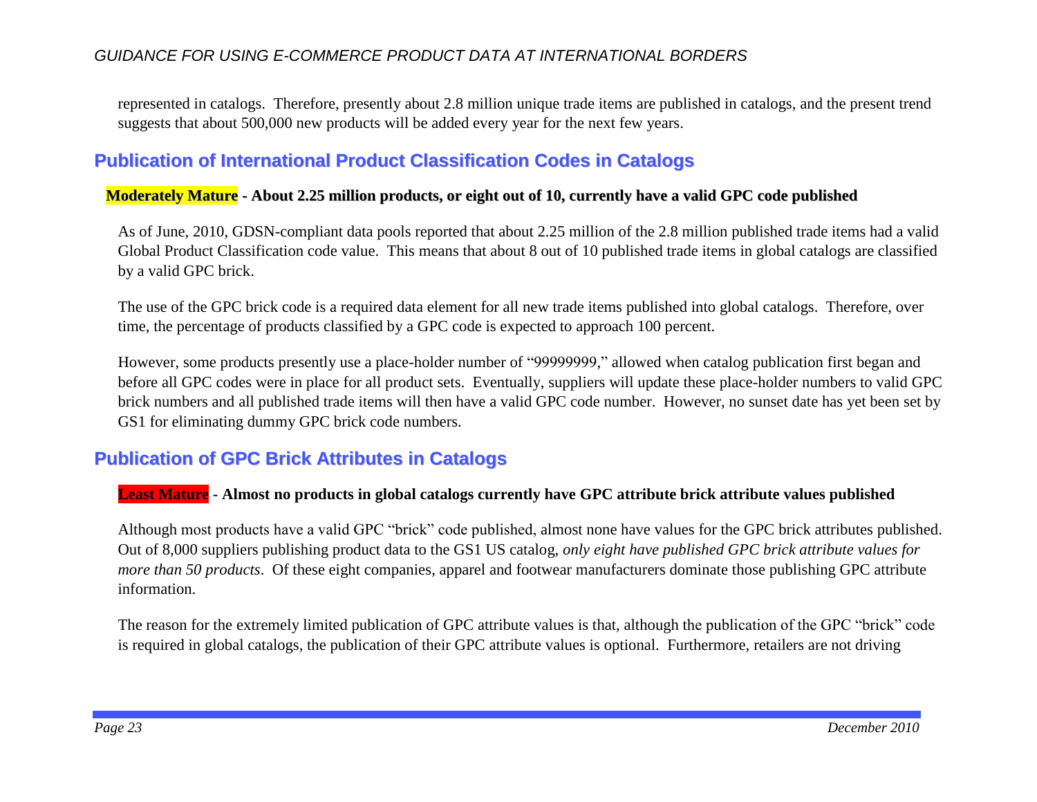represented in catalogs. Therefore, presently about 2.8 million unique trade items are published in catalogs, and the present trend suggests that about 500,000 new products will be added every year for the next few years.

## Publication of International Product Classification Codes in Catalogs

**Moderately Mature - About 2.25 million products, or eight out of 10, currently have a valid GPC code published**

As of June, 2010, GDSN-compliant data pools reported that about 2.25 million of the 2.8 million published trade items had a valid Global Product Classification code value. This means that about 8 out of 10 published trade items in global catalogs are classified by a valid GPC brick.

The use of the GPC brick code is a required data element for all new trade items published into global catalogs. Therefore, over time, the percentage of products classified by a GPC code is expected to approach 100 percent.

However, some products presently use a place-holder number of "99999999," allowed when catalog publication first began and before all GPC codes were in place for all product sets. Eventually, suppliers will update these place-holder numbers to valid GPC brick numbers and all published trade items will then have a valid GPC code number. However, no sunset date has yet been set by GS1 for eliminating dummy GPC brick code numbers.

## Publication of GPC Brick Attributes in Catalogs

**Least Mature - Almost no products in global catalogs currently have GPC attribute brick attribute values published**

Although most products have a valid GPC "brick" code published, almost none have values for the GPC brick attributes published. Out of 8,000 suppliers publishing product data to the GS1 US catalog, *only eight have published GPC brick attribute values for more than 50 products*. Of these eight companies, apparel and footwear manufacturers dominate those publishing GPC attribute information.

The reason for the extremely limited publication of GPC attribute values is that, although the publication of the GPC "brick" code is required in global catalogs, the publication of their GPC attribute values is optional. Furthermore, retailers are not driving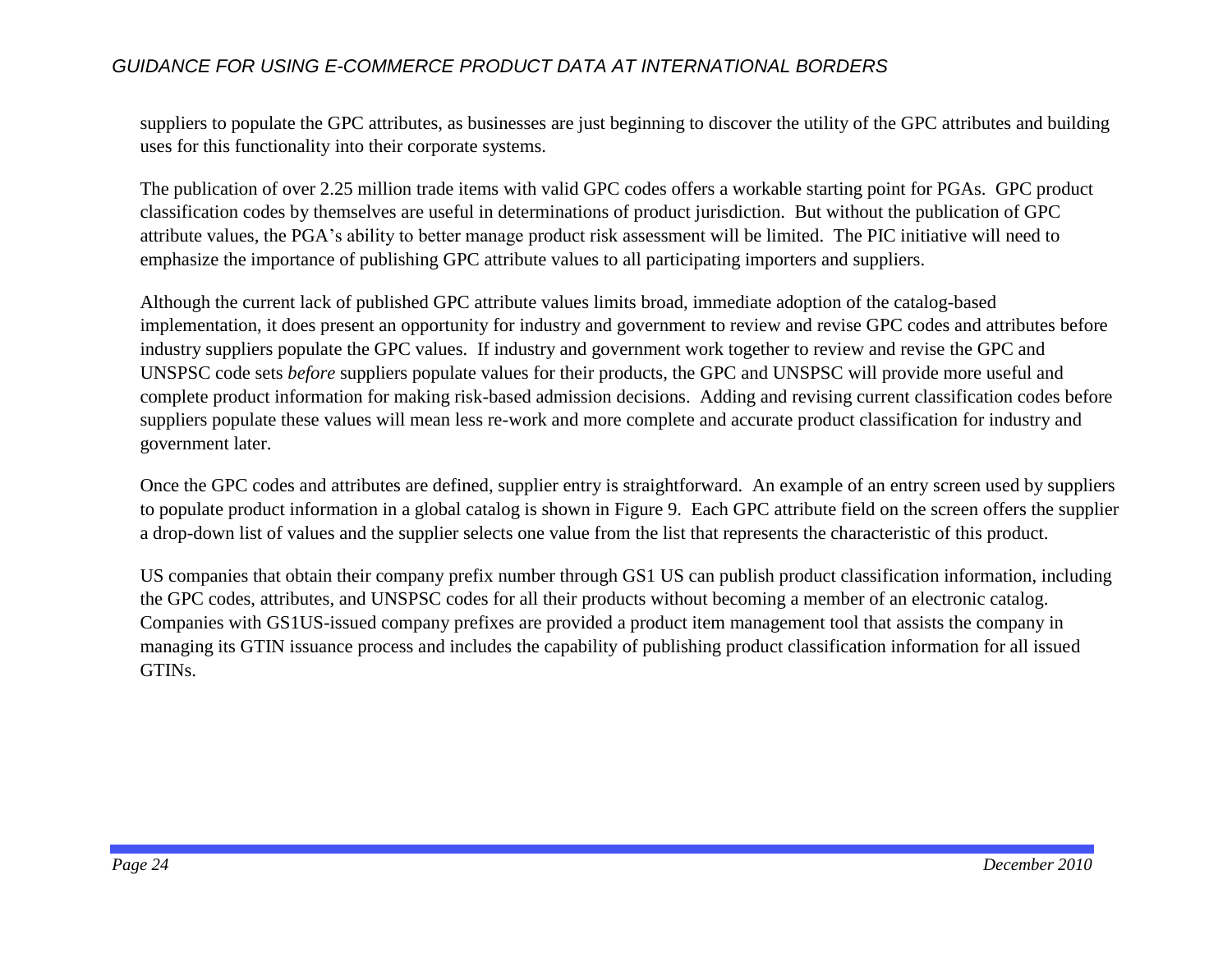suppliers to populate the GPC attributes, as businesses are just beginning to discover the utility of the GPC attributes and building uses for this functionality into their corporate systems.

The publication of over 2.25 million trade items with valid GPC codes offers a workable starting point for PGAs. GPC product classification codes by themselves are useful in determinations of product jurisdiction. But without the publication of GPC attribute values, the PGA's ability to better manage product risk assessment will be limited. The PIC initiative will need to emphasize the importance of publishing GPC attribute values to all participating importers and suppliers.

Although the current lack of published GPC attribute values limits broad, immediate adoption of the catalog-based implementation, it does present an opportunity for industry and government to review and revise GPC codes and attributes before industry suppliers populate the GPC values. If industry and government work together to review and revise the GPC and UNSPSC code sets *before* suppliers populate values for their products, the GPC and UNSPSC will provide more useful and complete product information for making risk-based admission decisions. Adding and revising current classification codes before suppliers populate these values will mean less re-work and more complete and accurate product classification for industry and government later.

Once the GPC codes and attributes are defined, supplier entry is straightforward. An example of an entry screen used by suppliers to populate product information in a global catalog is shown in Figure 9. Each GPC attribute field on the screen offers the supplier a drop-down list of values and the supplier selects one value from the list that represents the characteristic of this product.

US companies that obtain their company prefix number through GS1 US can publish product classification information, including the GPC codes, attributes, and UNSPSC codes for all their products without becoming a member of an electronic catalog. Companies with GS1US-issued company prefixes are provided a product item management tool that assists the company in managing its GTIN issuance process and includes the capability of publishing product classification information for all issued GTINs.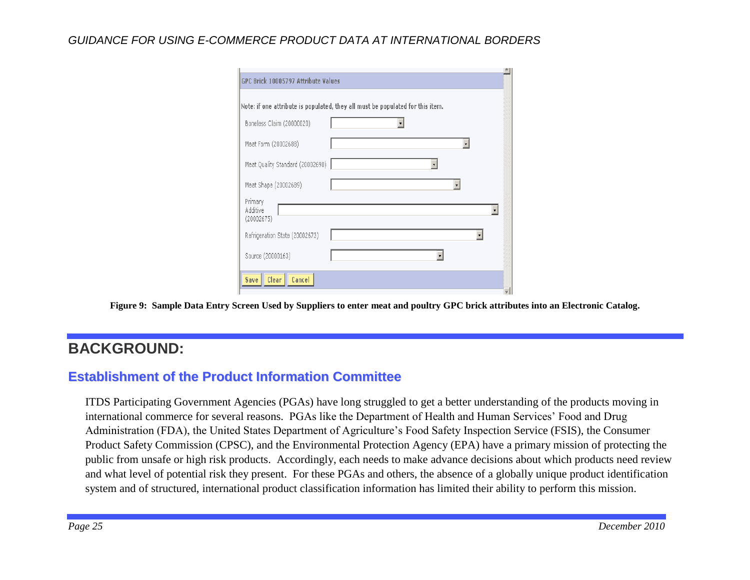GPC Brick 10005797 Attribute Values

Note: if one attribute is populated, they all must be populated for this item.

Boneless Claim (20000020)

Meat Form (20002688)

Meat Quality Standard (20002690)

Meat Shape (20002689)

Primary Additive (20002675)

Refrigeration State (20002673)

Source (20000163)

Save Clear Cancel

**Figure 9: Sample Data Entry Screen Used by Suppliers to enter meat and poultry GPC brick attributes into an Electronic Catalog.**

# BACKGROUND:

## Establishment of the Product Information Committee

ITDS Participating Government Agencies (PGAs) have long struggled to get a better understanding of the products moving in international commerce for several reasons. PGAs like the Department of Health and Human Services' Food and Drug Administration (FDA), the United States Department of Agriculture's Food Safety Inspection Service (FSIS), the Consumer Product Safety Commission (CPSC), and the Environmental Protection Agency (EPA) have a primary mission of protecting the public from unsafe or high risk products. Accordingly, each needs to make advance decisions about which products need review and what level of potential risk they present. For these PGAs and others, the absence of a globally unique product identification system and of structured, international product classification information has limited their ability to perform this mission.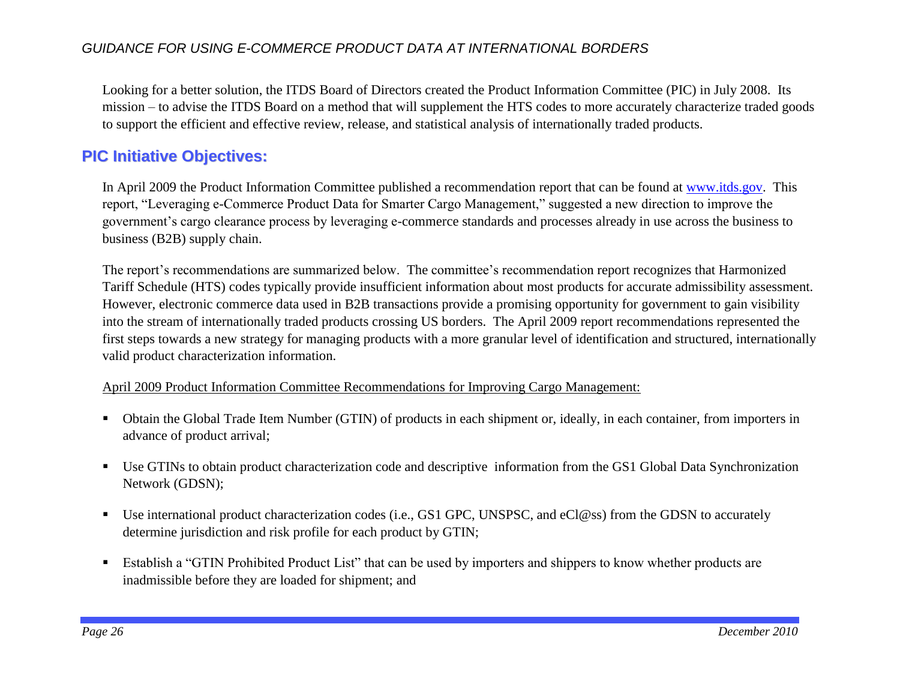Looking for a better solution, the ITDS Board of Directors created the Product Information Committee (PIC) in July 2008. Its mission – to advise the ITDS Board on a method that will supplement the HTS codes to more accurately characterize traded goods to support the efficient and effective review, release, and statistical analysis of internationally traded products.

## PIC Initiative Objectives:

In April 2009 the Product Information Committee published a recommendation report that can be found at [www.itds.gov](http://www.itds.gov). This report, "Leveraging e-Commerce Product Data for Smarter Cargo Management," suggested a new direction to improve the government's cargo clearance process by leveraging e-commerce standards and processes already in use across the business to business (B2B) supply chain.

The report's recommendations are summarized below. The committee's recommendation report recognizes that Harmonized Tariff Schedule (HTS) codes typically provide insufficient information about most products for accurate admissibility assessment. However, electronic commerce data used in B2B transactions provide a promising opportunity for government to gain visibility into the stream of internationally traded products crossing US borders. The April 2009 report recommendations represented the first steps towards a new strategy for managing products with a more granular level of identification and structured, internationally valid product characterization information.

<u>April 2009 Product Information Committee Recommendations for Improving Cargo Management:</u>

- Obtain the Global Trade Item Number (GTIN) of products in each shipment or, ideally, in each container, from importers in advance of product arrival;
- Use GTINs to obtain product characterization code and descriptive information from the GS1 Global Data Synchronization Network (GDSN);
- Use international product characterization codes (i.e., GS1 GPC, UNSPSC, and eCl@ss) from the GDSN to accurately determine jurisdiction and risk profile for each product by GTIN;
- Establish a "GTIN Prohibited Product List" that can be used by importers and shippers to know whether products are inadmissible before they are loaded for shipment; and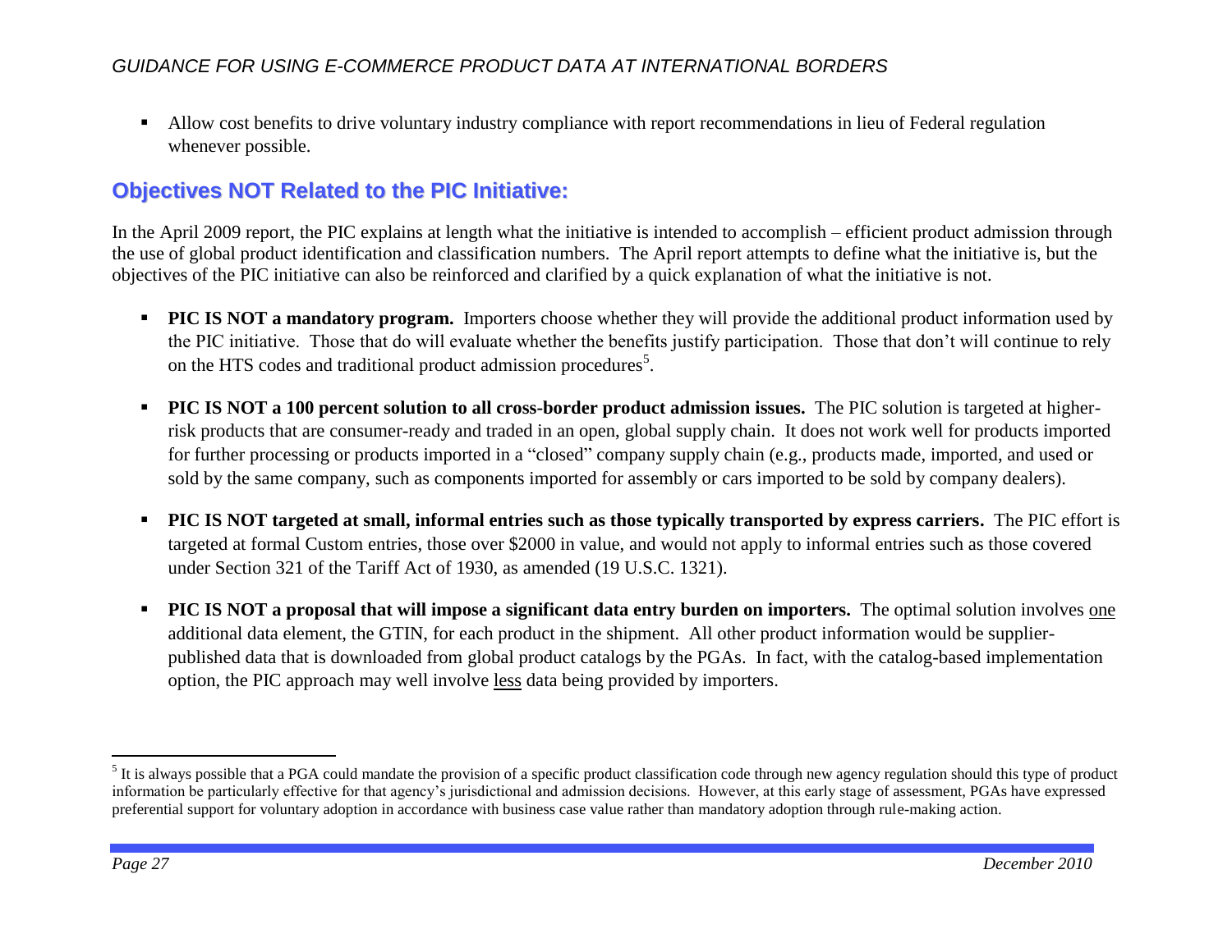- Allow cost benefits to drive voluntary industry compliance with report recommendations in lieu of Federal regulation whenever possible.

## Objectives NOT Related to the PIC Initiative:

In the April 2009 report, the PIC explains at length what the initiative is intended to accomplish – efficient product admission through the use of global product identification and classification numbers. The April report attempts to define what the initiative is, but the objectives of the PIC initiative can also be reinforced and clarified by a quick explanation of what the initiative is not.

- **PIC IS NOT a mandatory program.** Importers choose whether they will provide the additional product information used by the PIC initiative. Those that do will evaluate whether the benefits justify participation. Those that don't will continue to rely on the HTS codes and traditional product admission procedures[5].

- **PIC IS NOT a 100 percent solution to all cross-border product admission issues.** The PIC solution is targeted at higher-risk products that are consumer-ready and traded in an open, global supply chain. It does not work well for products imported for further processing or products imported in a "closed" company supply chain (e.g., products made, imported, and used or sold by the same company, such as components imported for assembly or cars imported to be sold by company dealers).

- **PIC IS NOT targeted at small, informal entries such as those typically transported by express carriers.** The PIC effort is targeted at formal Custom entries, those over $2000 in value, and would not apply to informal entries such as those covered under Section 321 of the Tariff Act of 1930, as amended (19 U.S.C. 1321).

- **PIC IS NOT a proposal that will impose a significant data entry burden on importers.** The optimal solution involves <u>one</u> additional data element, the GTIN, for each product in the shipment. All other product information would be supplier-published data that is downloaded from global product catalogs by the PGAs. In fact, with the catalog-based implementation option, the PIC approach may well involve <u>less</u> data being provided by importers.

---

[5] It is always possible that a PGA could mandate the provision of a specific product classification code through new agency regulation should this type of product information be particularly effective for that agency's jurisdictional and admission decisions. However, at this early stage of assessment, PGAs have expressed preferential support for voluntary adoption in accordance with business case value rather than mandatory adoption through rule-making action.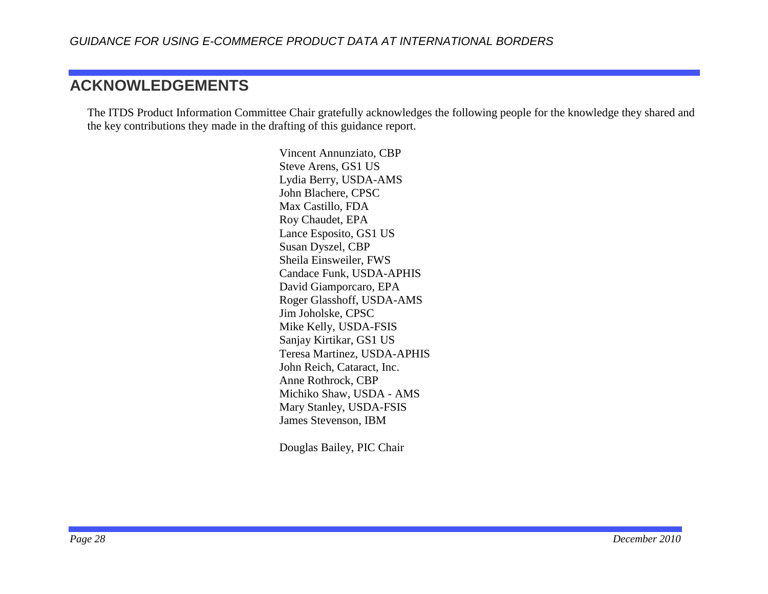## ACKNOWLEDGEMENTS

The ITDS Product Information Committee Chair gratefully acknowledges the following people for the knowledge they shared and the key contributions they made in the drafting of this guidance report.

Vincent Annunziato, CBP
Steve Arens, GS1 US
Lydia Berry, USDA-AMS
John Blachere, CPSC
Max Castillo, FDA
Roy Chaudet, EPA
Lance Esposito, GS1 US
Susan Dyszel, CBP
Sheila Einsweiler, FWS
Candace Funk, USDA-APHIS
David Giamporcaro, EPA
Roger Glasshoff, USDA-AMS
Jim Joholske, CPSC
Mike Kelly, USDA-FSIS
Sanjay Kirtikar, GS1 US
Teresa Martinez, USDA-APHIS
John Reich, Cataract, Inc.
Anne Rothrock, CBP
Michiko Shaw, USDA - AMS
Mary Stanley, USDA-FSIS
James Stevenson, IBM

Douglas Bailey, PIC Chair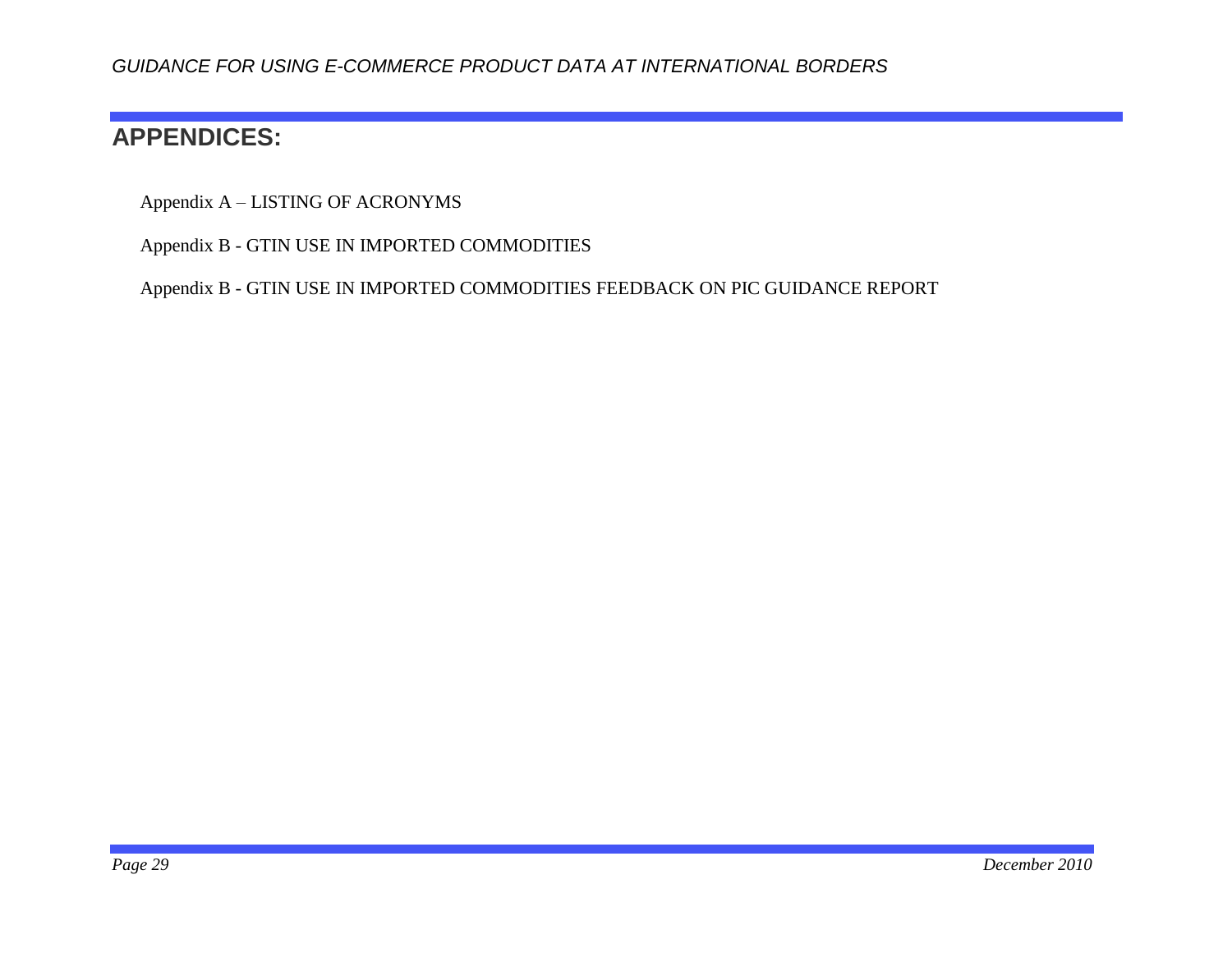# APPENDICES:

Appendix A – LISTING OF ACRONYMS

Appendix B - GTIN USE IN IMPORTED COMMODITIES

Appendix B - GTIN USE IN IMPORTED COMMODITIES FEEDBACK ON PIC GUIDANCE REPORT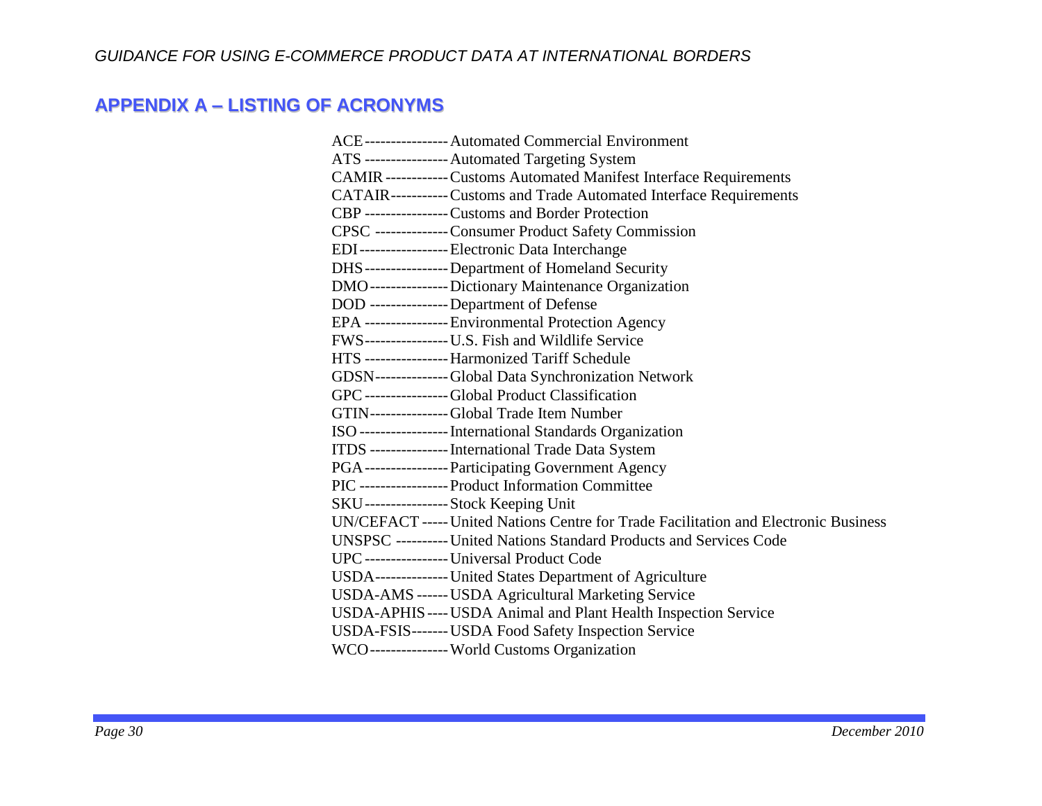## APPENDIX A – LISTING OF ACRONYMS

ACE---------------- Automated Commercial Environment
ATS ---------------- Automated Targeting System
CAMIR ------------ Customs Automated Manifest Interface Requirements
CATAIR----------- Customs and Trade Automated Interface Requirements
CBP ---------------- Customs and Border Protection
CPSC -------------- Consumer Product Safety Commission
EDI----------------- Electronic Data Interchange
DHS---------------- Department of Homeland Security
DMO--------------- Dictionary Maintenance Organization
DOD --------------- Department of Defense
EPA ---------------- Environmental Protection Agency
FWS---------------- U.S. Fish and Wildlife Service
HTS ---------------- Harmonized Tariff Schedule
GDSN-------------- Global Data Synchronization Network
GPC ---------------- Global Product Classification
GTIN--------------- Global Trade Item Number
ISO ----------------- International Standards Organization
ITDS --------------- International Trade Data System
PGA---------------- Participating Government Agency
PIC ----------------- Product Information Committee
SKU---------------- Stock Keeping Unit
UN/CEFACT ----- United Nations Centre for Trade Facilitation and Electronic Business
UNSPSC ---------- United Nations Standard Products and Services Code
UPC ---------------- Universal Product Code
USDA-------------- United States Department of Agriculture
USDA-AMS ------ USDA Agricultural Marketing Service
USDA-APHIS---- USDA Animal and Plant Health Inspection Service
USDA-FSIS------- USDA Food Safety Inspection Service
WCO--------------- World Customs Organization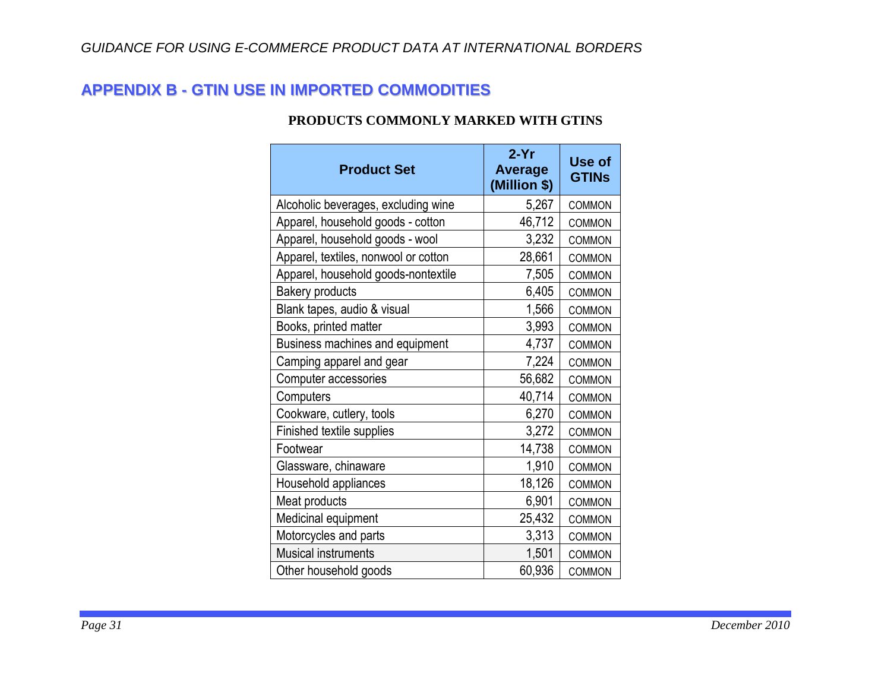## APPENDIX B - GTIN USE IN IMPORTED COMMODITIES

**PRODUCTS COMMONLY MARKED WITH GTINS**

| Product Set | 2-Yr Average (Million $) | Use of GTINs |
|---|---|---|
| Alcoholic beverages, excluding wine | 5,267 | COMMON |
| Apparel, household goods - cotton | 46,712 | COMMON |
| Apparel, household goods - wool | 3,232 | COMMON |
| Apparel, textiles, nonwool or cotton | 28,661 | COMMON |
| Apparel, household goods-nontextile | 7,505 | COMMON |
| Bakery products | 6,405 | COMMON |
| Blank tapes, audio & visual | 1,566 | COMMON |
| Books, printed matter | 3,993 | COMMON |
| Business machines and equipment | 4,737 | COMMON |
| Camping apparel and gear | 7,224 | COMMON |
| Computer accessories | 56,682 | COMMON |
| Computers | 40,714 | COMMON |
| Cookware, cutlery, tools | 6,270 | COMMON |
| Finished textile supplies | 3,272 | COMMON |
| Footwear | 14,738 | COMMON |
| Glassware, chinaware | 1,910 | COMMON |
| Household appliances | 18,126 | COMMON |
| Meat products | 6,901 | COMMON |
| Medicinal equipment | 25,432 | COMMON |
| Motorcycles and parts | 3,313 | COMMON |
| Musical instruments | 1,501 | COMMON |
| Other household goods | 60,936 | COMMON |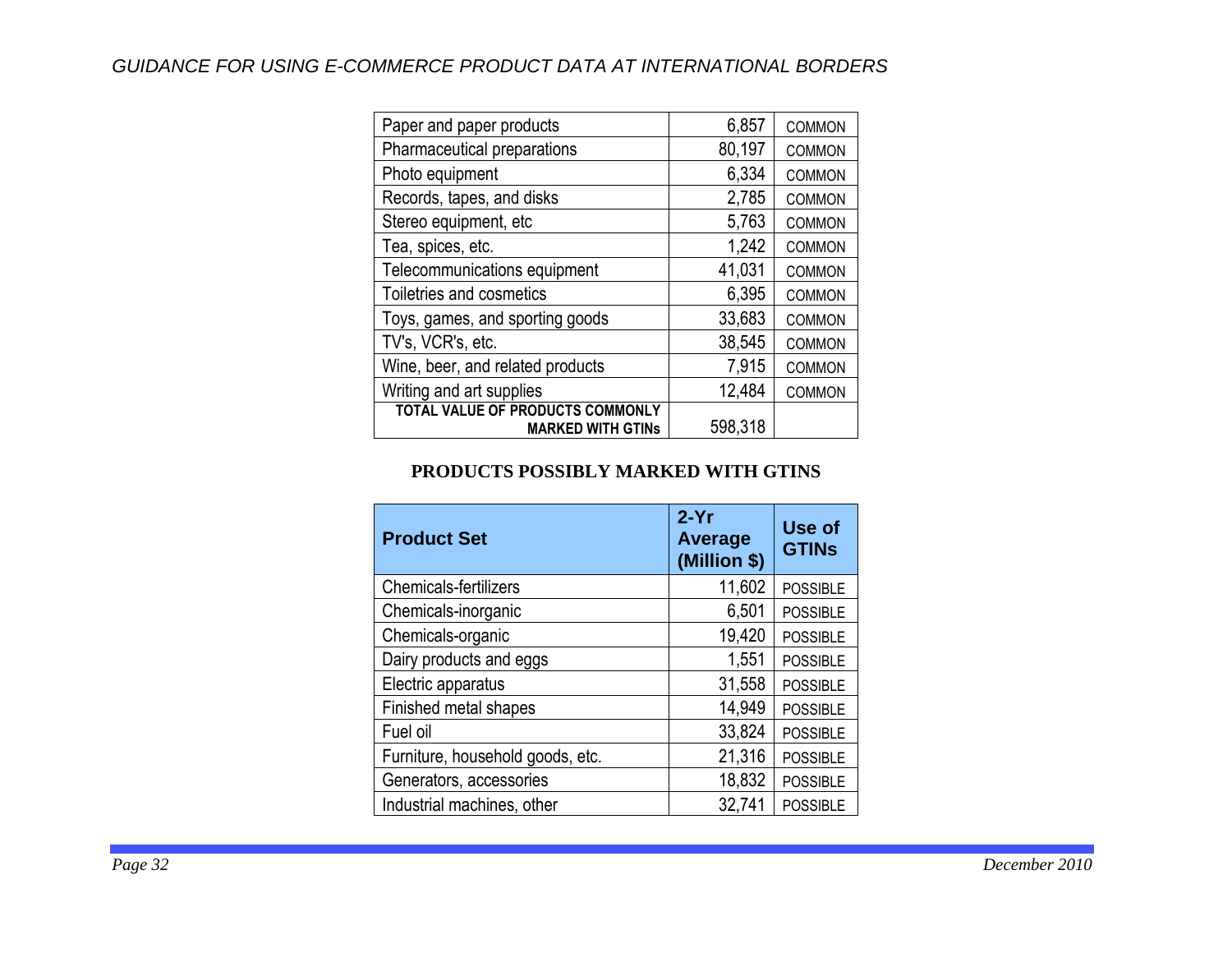| | | |
|---|---|---|
| Paper and paper products | 6,857 | COMMON |
| Pharmaceutical preparations | 80,197 | COMMON |
| Photo equipment | 6,334 | COMMON |
| Records, tapes, and disks | 2,785 | COMMON |
| Stereo equipment, etc | 5,763 | COMMON |
| Tea, spices, etc. | 1,242 | COMMON |
| Telecommunications equipment | 41,031 | COMMON |
| Toiletries and cosmetics | 6,395 | COMMON |
| Toys, games, and sporting goods | 33,683 | COMMON |
| TV's, VCR's, etc. | 38,545 | COMMON |
| Wine, beer, and related products | 7,915 | COMMON |
| Writing and art supplies | 12,484 | COMMON |
| **TOTAL VALUE OF PRODUCTS COMMONLY MARKED WITH GTINs** | 598,318 | |

**PRODUCTS POSSIBLY MARKED WITH GTINS**

| Product Set | 2-Yr Average (Million $) | Use of GTINs |
|---|---|---|
| Chemicals-fertilizers | 11,602 | POSSIBLE |
| Chemicals-inorganic | 6,501 | POSSIBLE |
| Chemicals-organic | 19,420 | POSSIBLE |
| Dairy products and eggs | 1,551 | POSSIBLE |
| Electric apparatus | 31,558 | POSSIBLE |
| Finished metal shapes | 14,949 | POSSIBLE |
| Fuel oil | 33,824 | POSSIBLE |
| Furniture, household goods, etc. | 21,316 | POSSIBLE |
| Generators, accessories | 18,832 | POSSIBLE |
| Industrial machines, other | 32,741 | POSSIBLE |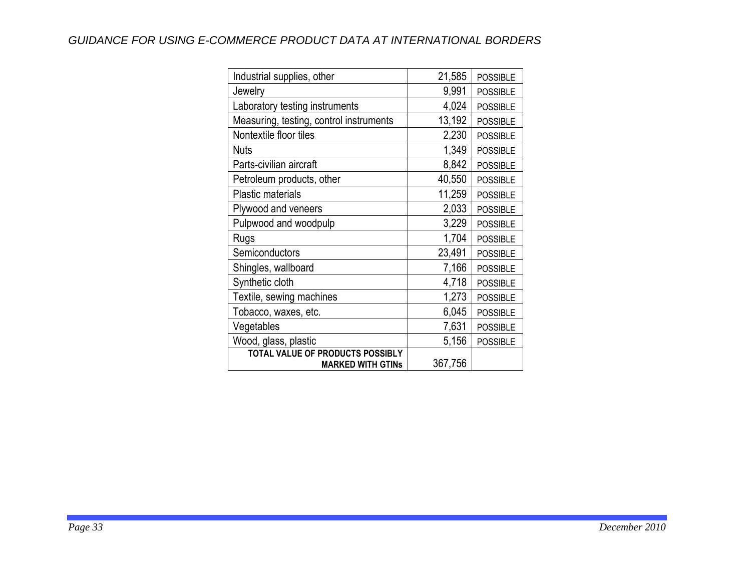| | | |
|---|---|---|
| Industrial supplies, other | 21,585 | POSSIBLE |
| Jewelry | 9,991 | POSSIBLE |
| Laboratory testing instruments | 4,024 | POSSIBLE |
| Measuring, testing, control instruments | 13,192 | POSSIBLE |
| Nontextile floor tiles | 2,230 | POSSIBLE |
| Nuts | 1,349 | POSSIBLE |
| Parts-civilian aircraft | 8,842 | POSSIBLE |
| Petroleum products, other | 40,550 | POSSIBLE |
| Plastic materials | 11,259 | POSSIBLE |
| Plywood and veneers | 2,033 | POSSIBLE |
| Pulpwood and woodpulp | 3,229 | POSSIBLE |
| Rugs | 1,704 | POSSIBLE |
| Semiconductors | 23,491 | POSSIBLE |
| Shingles, wallboard | 7,166 | POSSIBLE |
| Synthetic cloth | 4,718 | POSSIBLE |
| Textile, sewing machines | 1,273 | POSSIBLE |
| Tobacco, waxes, etc. | 6,045 | POSSIBLE |
| Vegetables | 7,631 | POSSIBLE |
| Wood, glass, plastic | 5,156 | POSSIBLE |
| **TOTAL VALUE OF PRODUCTS POSSIBLY MARKED WITH GTINs** | 367,756 | |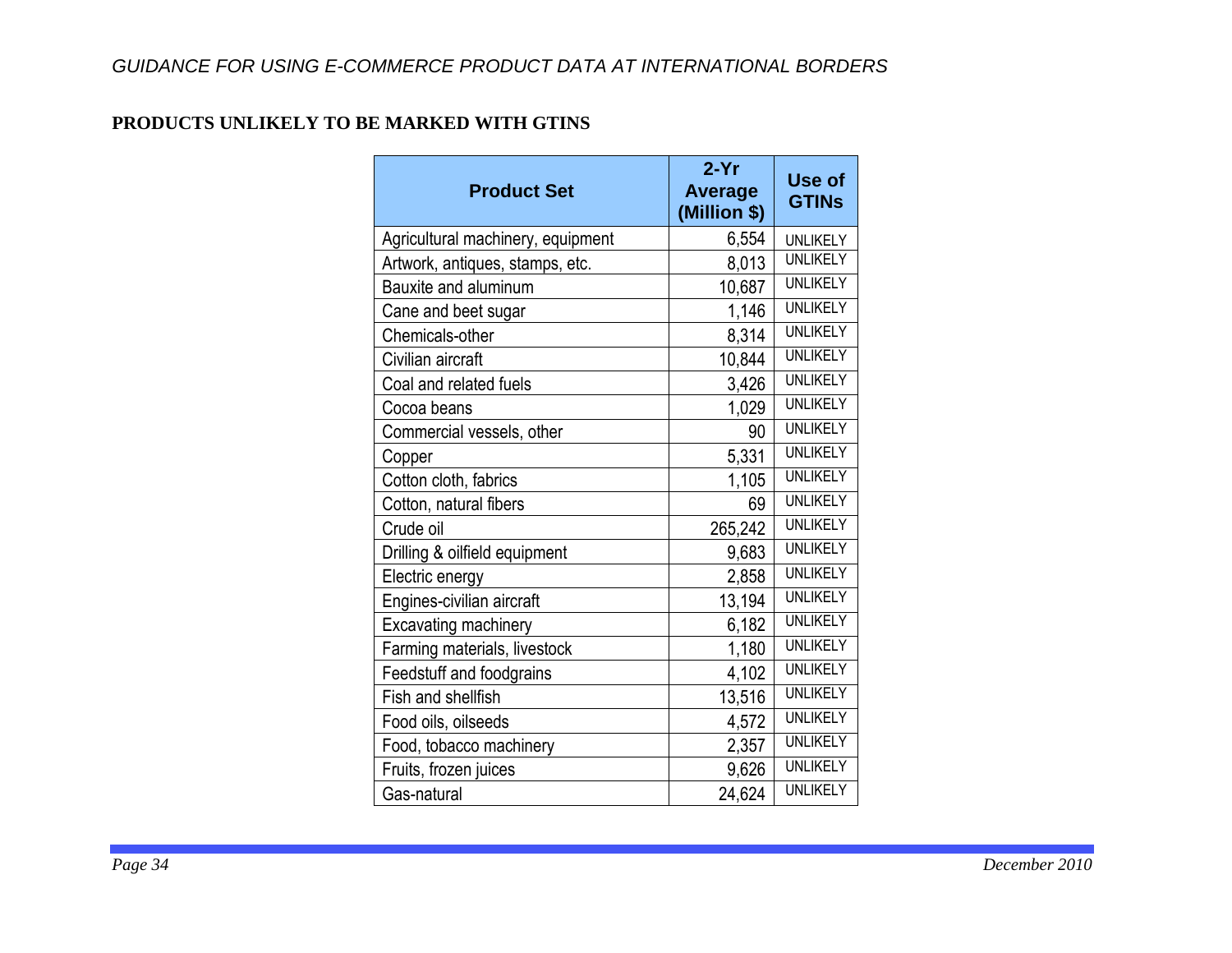## PRODUCTS UNLIKELY TO BE MARKED WITH GTINS

| Product Set | 2-Yr Average (Million $) | Use of GTINs |
|---|---|---|
| Agricultural machinery, equipment | 6,554 | UNLIKELY |
| Artwork, antiques, stamps, etc. | 8,013 | UNLIKELY |
| Bauxite and aluminum | 10,687 | UNLIKELY |
| Cane and beet sugar | 1,146 | UNLIKELY |
| Chemicals-other | 8,314 | UNLIKELY |
| Civilian aircraft | 10,844 | UNLIKELY |
| Coal and related fuels | 3,426 | UNLIKELY |
| Cocoa beans | 1,029 | UNLIKELY |
| Commercial vessels, other | 90 | UNLIKELY |
| Copper | 5,331 | UNLIKELY |
| Cotton cloth, fabrics | 1,105 | UNLIKELY |
| Cotton, natural fibers | 69 | UNLIKELY |
| Crude oil | 265,242 | UNLIKELY |
| Drilling & oilfield equipment | 9,683 | UNLIKELY |
| Electric energy | 2,858 | UNLIKELY |
| Engines-civilian aircraft | 13,194 | UNLIKELY |
| Excavating machinery | 6,182 | UNLIKELY |
| Farming materials, livestock | 1,180 | UNLIKELY |
| Feedstuff and foodgrains | 4,102 | UNLIKELY |
| Fish and shellfish | 13,516 | UNLIKELY |
| Food oils, oilseeds | 4,572 | UNLIKELY |
| Food, tobacco machinery | 2,357 | UNLIKELY |
| Fruits, frozen juices | 9,626 | UNLIKELY |
| Gas-natural | 24,624 | UNLIKELY |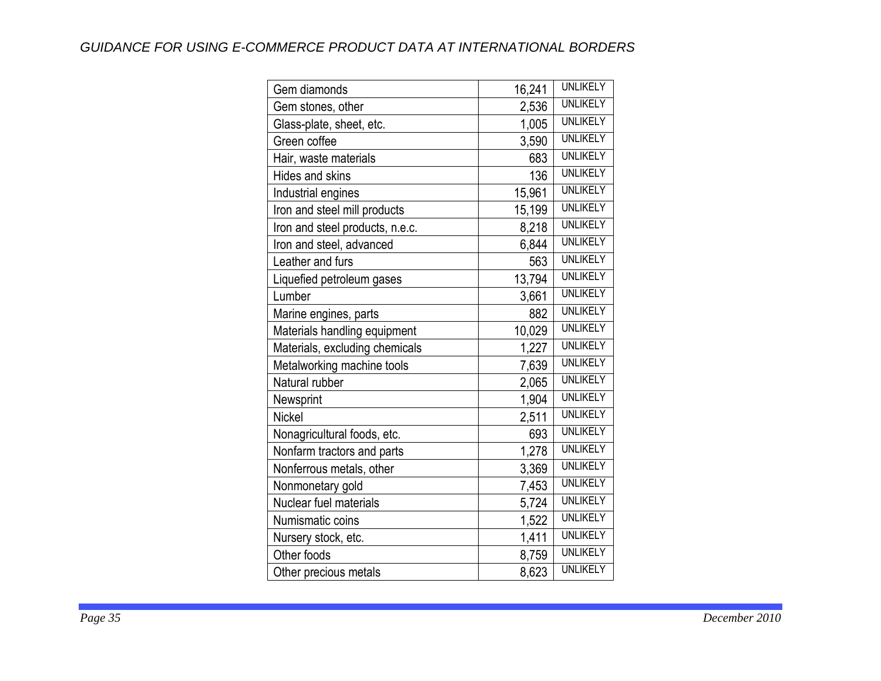| Gem diamonds | 16,241 | UNLIKELY |
|---|---|---|
| Gem stones, other | 2,536 | UNLIKELY |
| Glass-plate, sheet, etc. | 1,005 | UNLIKELY |
| Green coffee | 3,590 | UNLIKELY |
| Hair, waste materials | 683 | UNLIKELY |
| Hides and skins | 136 | UNLIKELY |
| Industrial engines | 15,961 | UNLIKELY |
| Iron and steel mill products | 15,199 | UNLIKELY |
| Iron and steel products, n.e.c. | 8,218 | UNLIKELY |
| Iron and steel, advanced | 6,844 | UNLIKELY |
| Leather and furs | 563 | UNLIKELY |
| Liquefied petroleum gases | 13,794 | UNLIKELY |
| Lumber | 3,661 | UNLIKELY |
| Marine engines, parts | 882 | UNLIKELY |
| Materials handling equipment | 10,029 | UNLIKELY |
| Materials, excluding chemicals | 1,227 | UNLIKELY |
| Metalworking machine tools | 7,639 | UNLIKELY |
| Natural rubber | 2,065 | UNLIKELY |
| Newsprint | 1,904 | UNLIKELY |
| Nickel | 2,511 | UNLIKELY |
| Nonagricultural foods, etc. | 693 | UNLIKELY |
| Nonfarm tractors and parts | 1,278 | UNLIKELY |
| Nonferrous metals, other | 3,369 | UNLIKELY |
| Nonmonetary gold | 7,453 | UNLIKELY |
| Nuclear fuel materials | 5,724 | UNLIKELY |
| Numismatic coins | 1,522 | UNLIKELY |
| Nursery stock, etc. | 1,411 | UNLIKELY |
| Other foods | 8,759 | UNLIKELY |
| Other precious metals | 8,623 | UNLIKELY |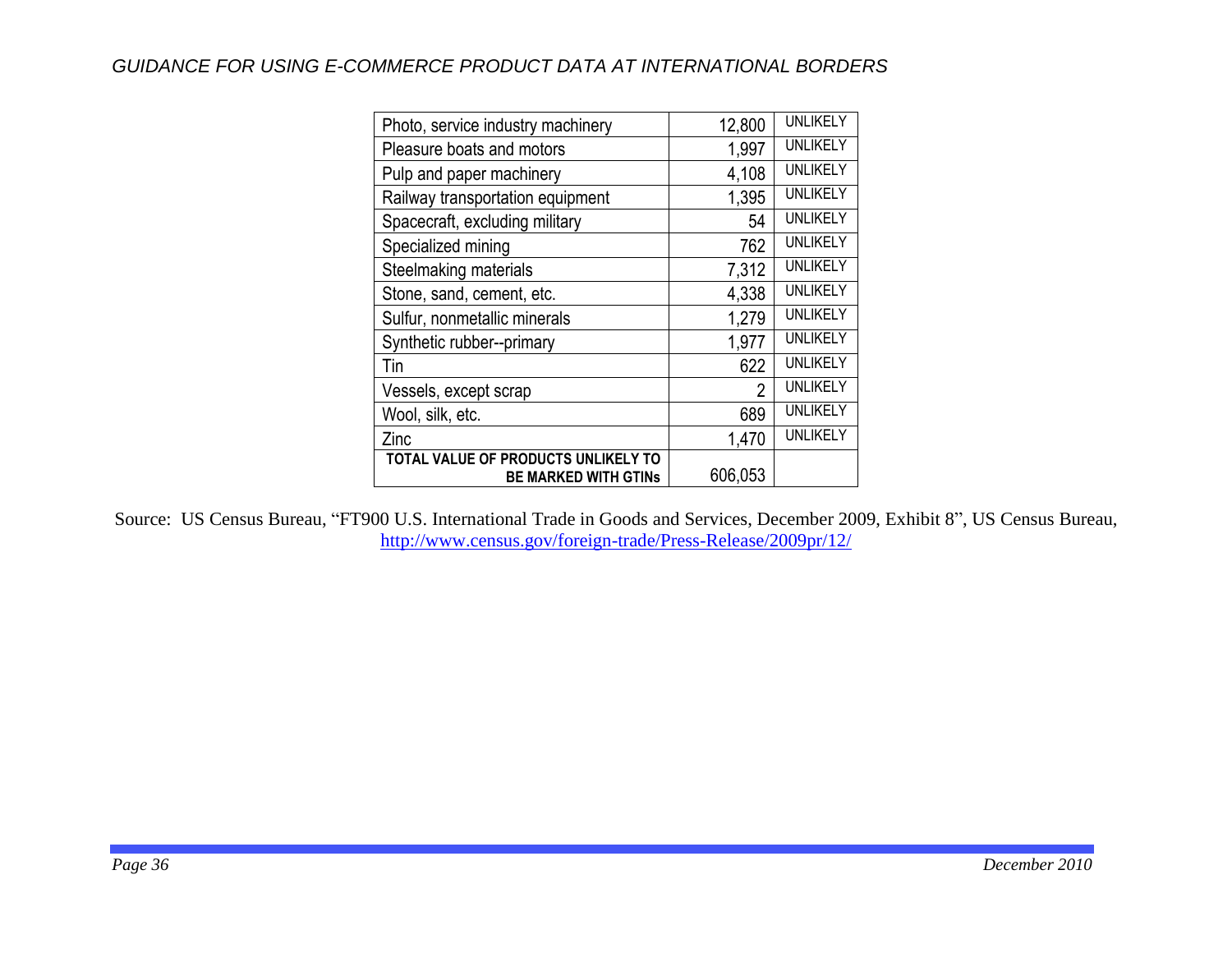| | | |
|---|---|---|
| Photo, service industry machinery | 12,800 | UNLIKELY |
| Pleasure boats and motors | 1,997 | UNLIKELY |
| Pulp and paper machinery | 4,108 | UNLIKELY |
| Railway transportation equipment | 1,395 | UNLIKELY |
| Spacecraft, excluding military | 54 | UNLIKELY |
| Specialized mining | 762 | UNLIKELY |
| Steelmaking materials | 7,312 | UNLIKELY |
| Stone, sand, cement, etc. | 4,338 | UNLIKELY |
| Sulfur, nonmetallic minerals | 1,279 | UNLIKELY |
| Synthetic rubber--primary | 1,977 | UNLIKELY |
| Tin | 622 | UNLIKELY |
| Vessels, except scrap | 2 | UNLIKELY |
| Wool, silk, etc. | 689 | UNLIKELY |
| Zinc | 1,470 | UNLIKELY |
| **TOTAL VALUE OF PRODUCTS UNLIKELY TO BE MARKED WITH GTINs** | 606,053 | |

Source: US Census Bureau, "FT900 U.S. International Trade in Goods and Services, December 2009, Exhibit 8", US Census Bureau, http://www.census.gov/foreign-trade/Press-Release/2009pr/12/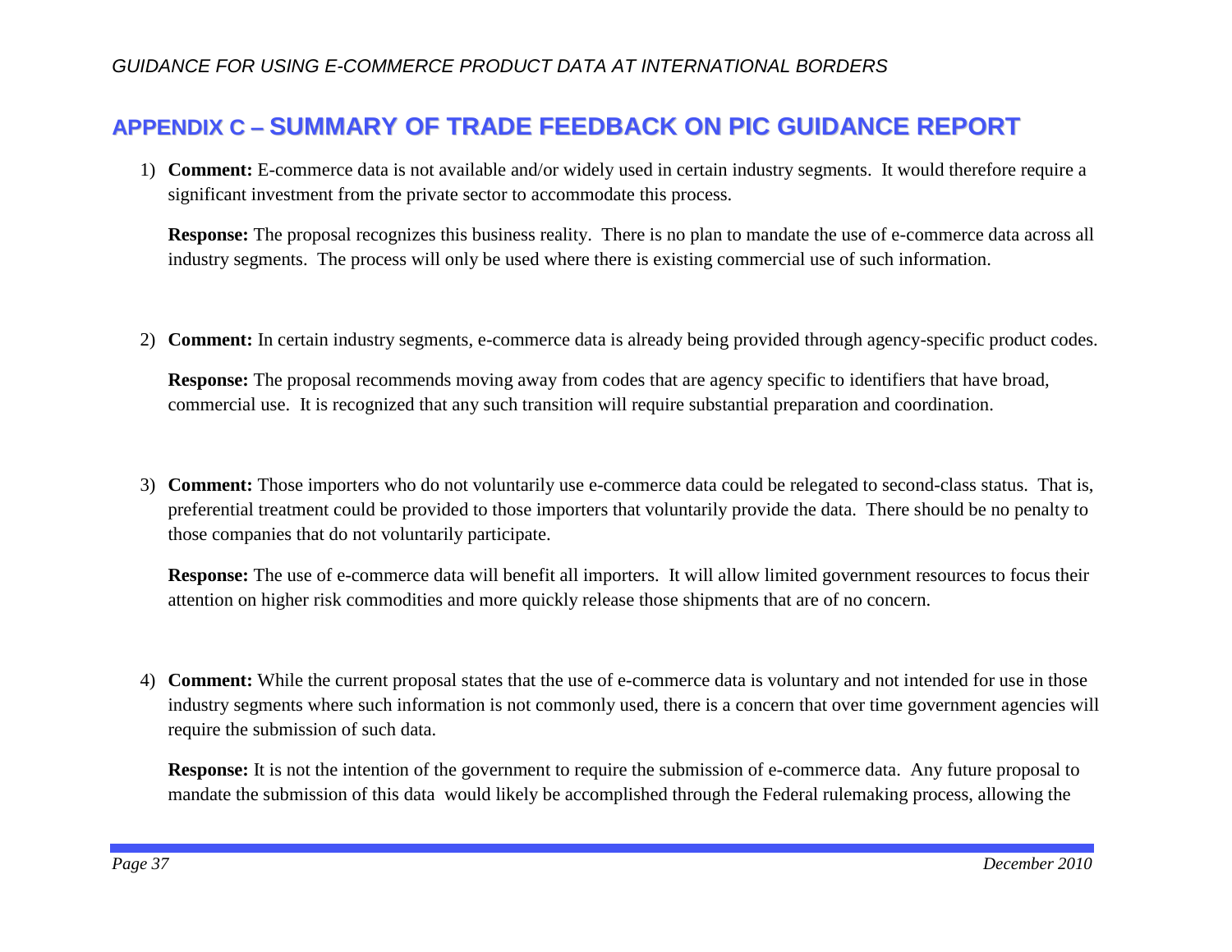## APPENDIX C – SUMMARY OF TRADE FEEDBACK ON PIC GUIDANCE REPORT

1) **Comment:** E-commerce data is not available and/or widely used in certain industry segments. It would therefore require a significant investment from the private sector to accommodate this process.

   **Response:** The proposal recognizes this business reality. There is no plan to mandate the use of e-commerce data across all industry segments. The process will only be used where there is existing commercial use of such information.

2) **Comment:** In certain industry segments, e-commerce data is already being provided through agency-specific product codes.

   **Response:** The proposal recommends moving away from codes that are agency specific to identifiers that have broad, commercial use. It is recognized that any such transition will require substantial preparation and coordination.

3) **Comment:** Those importers who do not voluntarily use e-commerce data could be relegated to second-class status. That is, preferential treatment could be provided to those importers that voluntarily provide the data. There should be no penalty to those companies that do not voluntarily participate.

   **Response:** The use of e-commerce data will benefit all importers. It will allow limited government resources to focus their attention on higher risk commodities and more quickly release those shipments that are of no concern.

4) **Comment:** While the current proposal states that the use of e-commerce data is voluntary and not intended for use in those industry segments where such information is not commonly used, there is a concern that over time government agencies will require the submission of such data.

   **Response:** It is not the intention of the government to require the submission of e-commerce data. Any future proposal to mandate the submission of this data would likely be accomplished through the Federal rulemaking process, allowing the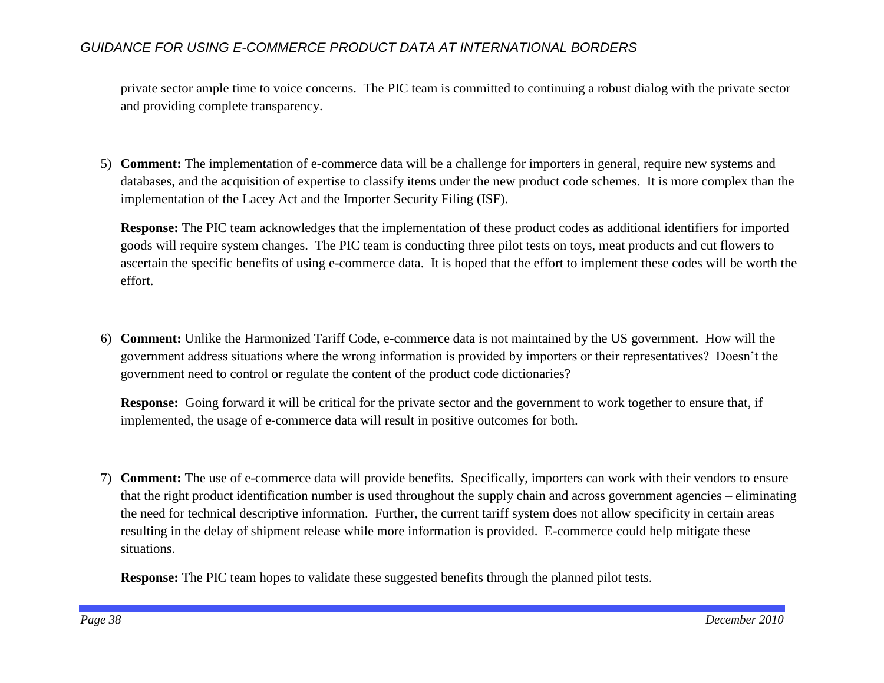private sector ample time to voice concerns. The PIC team is committed to continuing a robust dialog with the private sector and providing complete transparency.

5) **Comment:** The implementation of e-commerce data will be a challenge for importers in general, require new systems and databases, and the acquisition of expertise to classify items under the new product code schemes. It is more complex than the implementation of the Lacey Act and the Importer Security Filing (ISF).

   **Response:** The PIC team acknowledges that the implementation of these product codes as additional identifiers for imported goods will require system changes. The PIC team is conducting three pilot tests on toys, meat products and cut flowers to ascertain the specific benefits of using e-commerce data. It is hoped that the effort to implement these codes will be worth the effort.

6) **Comment:** Unlike the Harmonized Tariff Code, e-commerce data is not maintained by the US government. How will the government address situations where the wrong information is provided by importers or their representatives? Doesn't the government need to control or regulate the content of the product code dictionaries?

   **Response:** Going forward it will be critical for the private sector and the government to work together to ensure that, if implemented, the usage of e-commerce data will result in positive outcomes for both.

7) **Comment:** The use of e-commerce data will provide benefits. Specifically, importers can work with their vendors to ensure that the right product identification number is used throughout the supply chain and across government agencies – eliminating the need for technical descriptive information. Further, the current tariff system does not allow specificity in certain areas resulting in the delay of shipment release while more information is provided. E-commerce could help mitigate these situations.

   **Response:** The PIC team hopes to validate these suggested benefits through the planned pilot tests.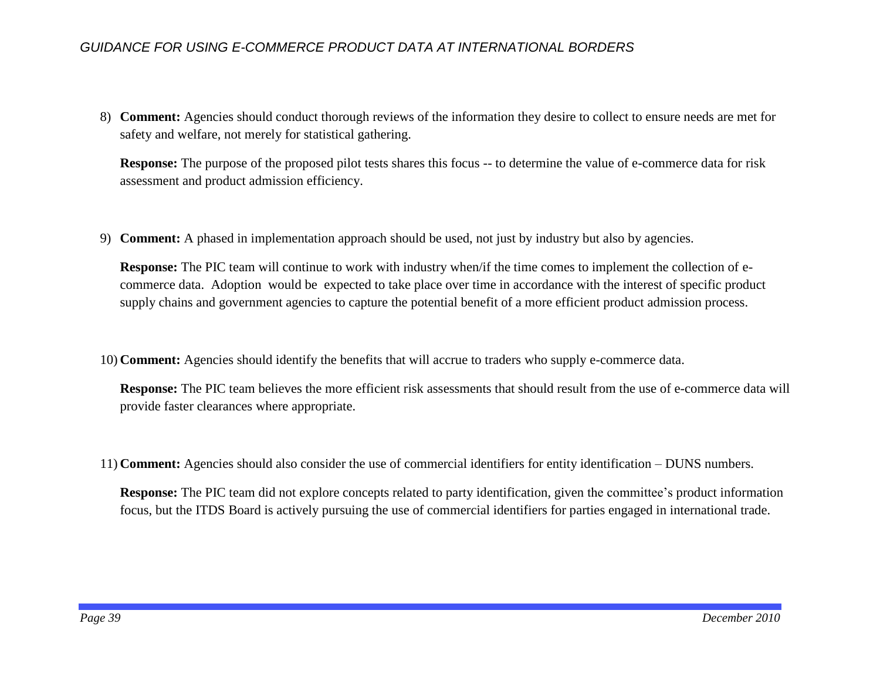8) **Comment:** Agencies should conduct thorough reviews of the information they desire to collect to ensure needs are met for safety and welfare, not merely for statistical gathering.

   **Response:** The purpose of the proposed pilot tests shares this focus -- to determine the value of e-commerce data for risk assessment and product admission efficiency.

9) **Comment:** A phased in implementation approach should be used, not just by industry but also by agencies.

   **Response:** The PIC team will continue to work with industry when/if the time comes to implement the collection of e-commerce data. Adoption would be expected to take place over time in accordance with the interest of specific product supply chains and government agencies to capture the potential benefit of a more efficient product admission process.

10) **Comment:** Agencies should identify the benefits that will accrue to traders who supply e-commerce data.

    **Response:** The PIC team believes the more efficient risk assessments that should result from the use of e-commerce data will provide faster clearances where appropriate.

11) **Comment:** Agencies should also consider the use of commercial identifiers for entity identification – DUNS numbers.

    **Response:** The PIC team did not explore concepts related to party identification, given the committee's product information focus, but the ITDS Board is actively pursuing the use of commercial identifiers for parties engaged in international trade.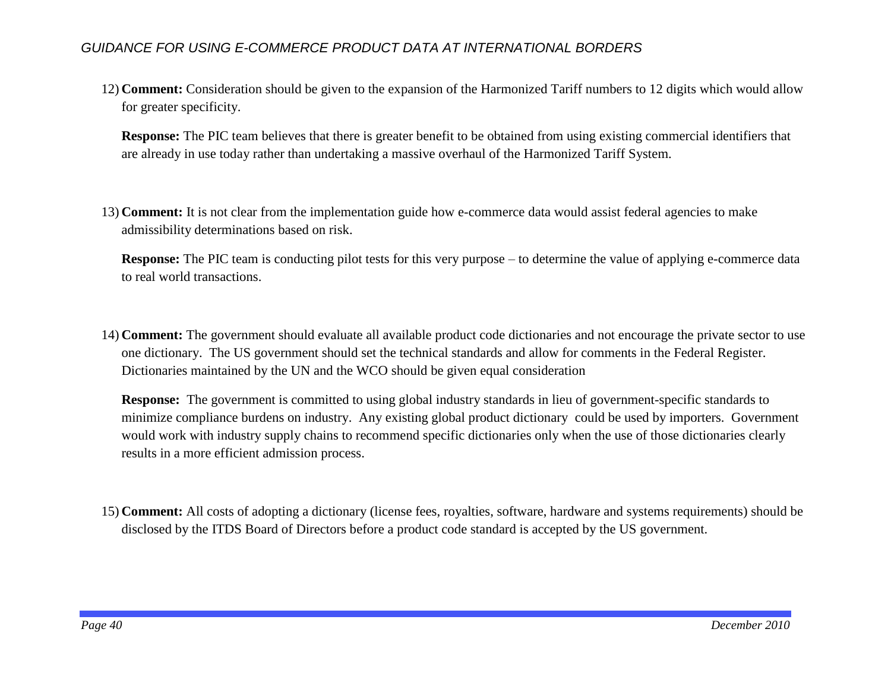12) **Comment:** Consideration should be given to the expansion of the Harmonized Tariff numbers to 12 digits which would allow for greater specificity.

    **Response:** The PIC team believes that there is greater benefit to be obtained from using existing commercial identifiers that are already in use today rather than undertaking a massive overhaul of the Harmonized Tariff System.

13) **Comment:** It is not clear from the implementation guide how e-commerce data would assist federal agencies to make admissibility determinations based on risk.

    **Response:** The PIC team is conducting pilot tests for this very purpose – to determine the value of applying e-commerce data to real world transactions.

14) **Comment:** The government should evaluate all available product code dictionaries and not encourage the private sector to use one dictionary. The US government should set the technical standards and allow for comments in the Federal Register. Dictionaries maintained by the UN and the WCO should be given equal consideration

    **Response:** The government is committed to using global industry standards in lieu of government-specific standards to minimize compliance burdens on industry. Any existing global product dictionary could be used by importers. Government would work with industry supply chains to recommend specific dictionaries only when the use of those dictionaries clearly results in a more efficient admission process.

15) **Comment:** All costs of adopting a dictionary (license fees, royalties, software, hardware and systems requirements) should be disclosed by the ITDS Board of Directors before a product code standard is accepted by the US government.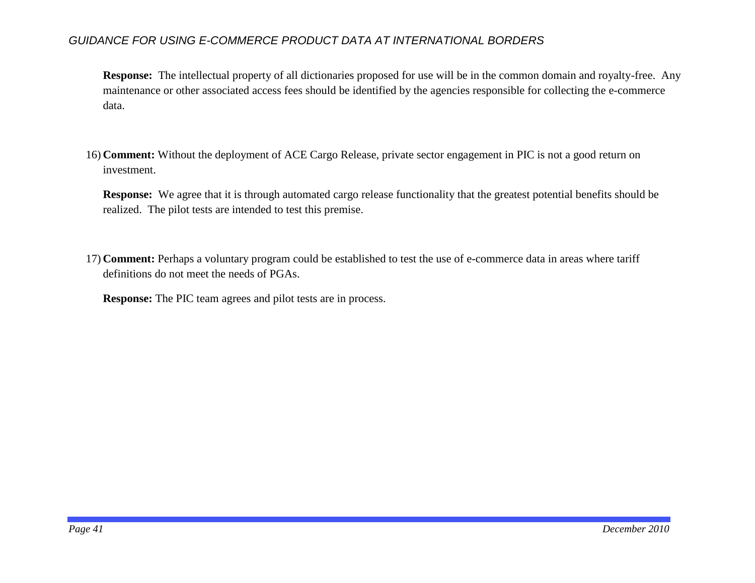**Response:** The intellectual property of all dictionaries proposed for use will be in the common domain and royalty-free. Any maintenance or other associated access fees should be identified by the agencies responsible for collecting the e-commerce data.

16) **Comment:** Without the deployment of ACE Cargo Release, private sector engagement in PIC is not a good return on investment.

    **Response:** We agree that it is through automated cargo release functionality that the greatest potential benefits should be realized. The pilot tests are intended to test this premise.

17) **Comment:** Perhaps a voluntary program could be established to test the use of e-commerce data in areas where tariff definitions do not meet the needs of PGAs.

    **Response:** The PIC team agrees and pilot tests are in process.